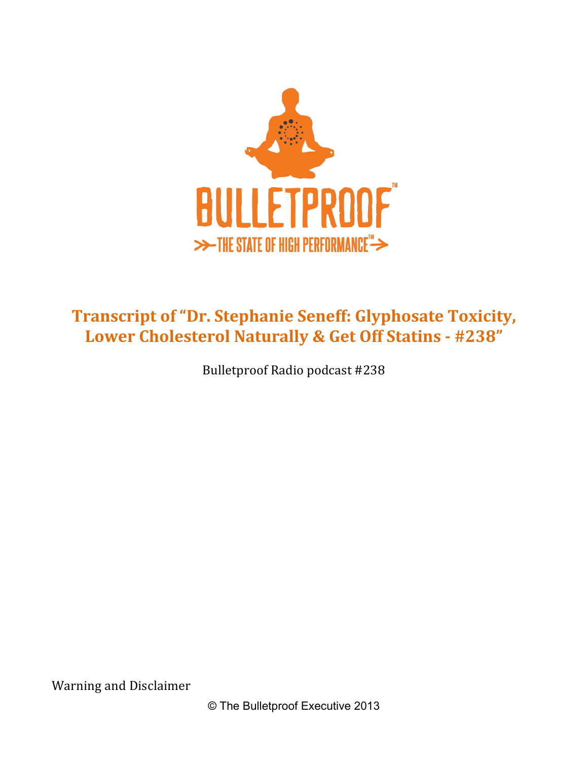BULLETPROOF™

THE STATE OF HIGH PERFORMANCE™

# Transcript of "Dr. Stephanie Seneff: Glyphosate Toxicity, Lower Cholesterol Naturally & Get Off Statins - #238"

Bulletproof Radio podcast #238

Warning and Disclaimer

© The Bulletproof Executive 2013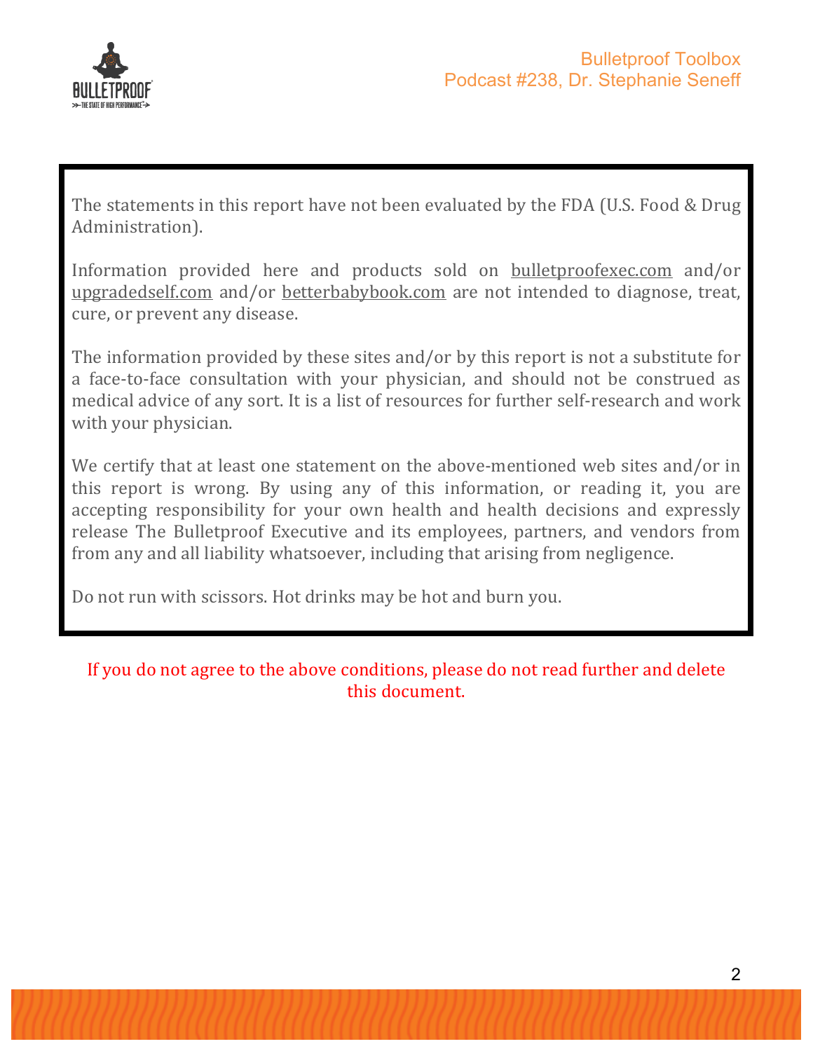The statements in this report have not been evaluated by the FDA (U.S. Food & Drug Administration).

Information provided here and products sold on bulletproofexec.com and/or upgradedself.com and/or betterbabybook.com are not intended to diagnose, treat, cure, or prevent any disease.

The information provided by these sites and/or by this report is not a substitute for a face-to-face consultation with your physician, and should not be construed as medical advice of any sort. It is a list of resources for further self-research and work with your physician.

We certify that at least one statement on the above-mentioned web sites and/or in this report is wrong. By using any of this information, or reading it, you are accepting responsibility for your own health and health decisions and expressly release The Bulletproof Executive and its employees, partners, and vendors from from any and all liability whatsoever, including that arising from negligence.

Do not run with scissors. Hot drinks may be hot and burn you.

If you do not agree to the above conditions, please do not read further and delete this document.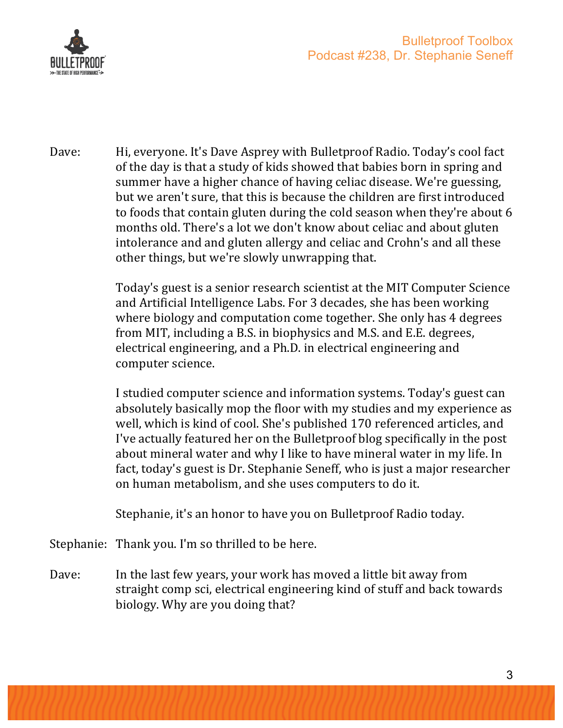Dave: Hi, everyone. It's Dave Asprey with Bulletproof Radio. Today's cool fact of the day is that a study of kids showed that babies born in spring and summer have a higher chance of having celiac disease. We're guessing, but we aren't sure, that this is because the children are first introduced to foods that contain gluten during the cold season when they're about 6 months old. There's a lot we don't know about celiac and about gluten intolerance and and gluten allergy and celiac and Crohn's and all these other things, but we're slowly unwrapping that.

Today's guest is a senior research scientist at the MIT Computer Science and Artificial Intelligence Labs. For 3 decades, she has been working where biology and computation come together. She only has 4 degrees from MIT, including a B.S. in biophysics and M.S. and E.E. degrees, electrical engineering, and a Ph.D. in electrical engineering and computer science.

I studied computer science and information systems. Today's guest can absolutely basically mop the floor with my studies and my experience as well, which is kind of cool. She's published 170 referenced articles, and I've actually featured her on the Bulletproof blog specifically in the post about mineral water and why I like to have mineral water in my life. In fact, today's guest is Dr. Stephanie Seneff, who is just a major researcher on human metabolism, and she uses computers to do it.

Stephanie, it's an honor to have you on Bulletproof Radio today.

Stephanie: Thank you. I'm so thrilled to be here.

Dave: In the last few years, your work has moved a little bit away from straight comp sci, electrical engineering kind of stuff and back towards biology. Why are you doing that?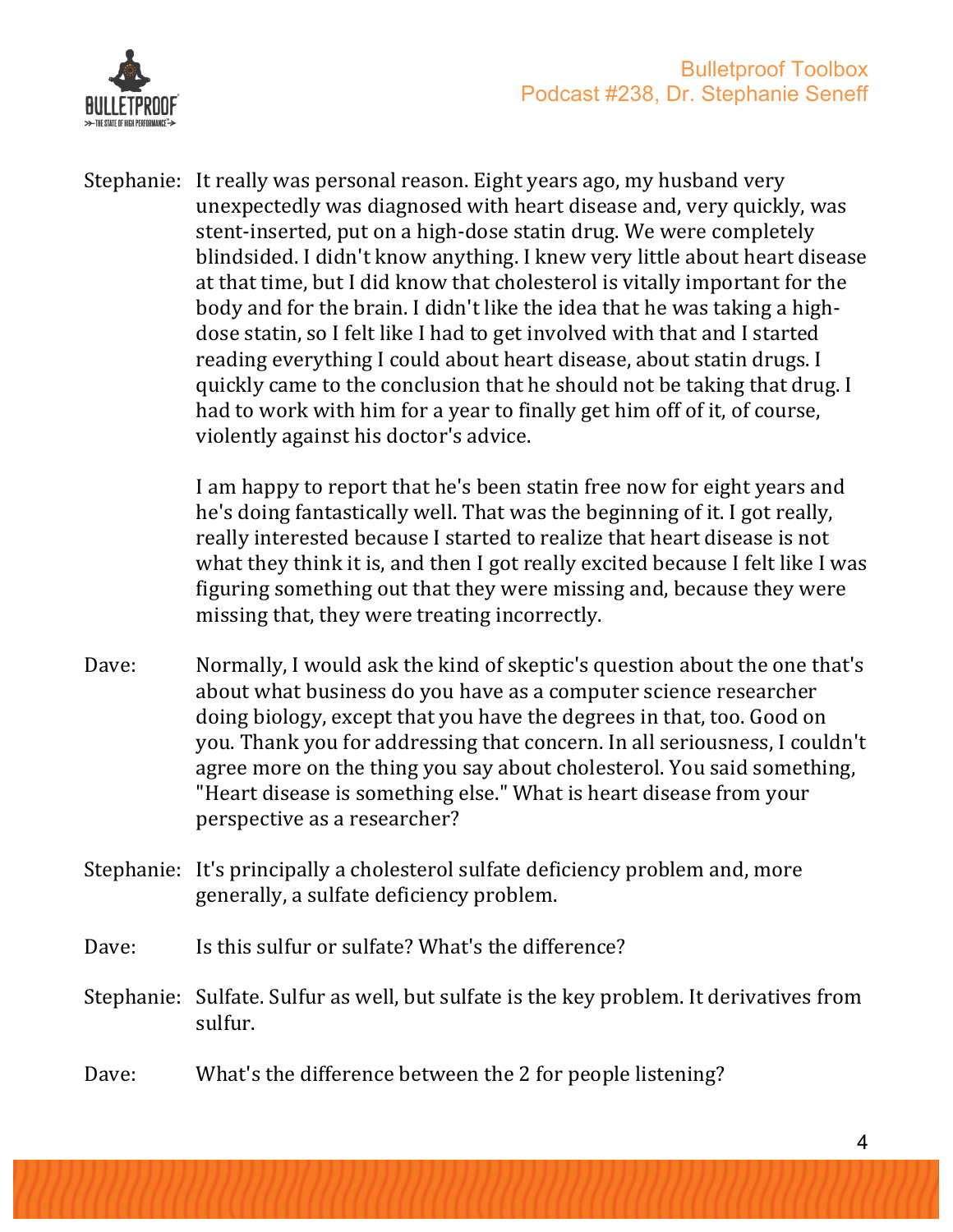Stephanie: It really was personal reason. Eight years ago, my husband very unexpectedly was diagnosed with heart disease and, very quickly, was stent-inserted, put on a high-dose statin drug. We were completely blindsided. I didn't know anything. I knew very little about heart disease at that time, but I did know that cholesterol is vitally important for the body and for the brain. I didn't like the idea that he was taking a high-dose statin, so I felt like I had to get involved with that and I started reading everything I could about heart disease, about statin drugs. I quickly came to the conclusion that he should not be taking that drug. I had to work with him for a year to finally get him off of it, of course, violently against his doctor's advice.

I am happy to report that he's been statin free now for eight years and he's doing fantastically well. That was the beginning of it. I got really, really interested because I started to realize that heart disease is not what they think it is, and then I got really excited because I felt like I was figuring something out that they were missing and, because they were missing that, they were treating incorrectly.

Dave: Normally, I would ask the kind of skeptic's question about the one that's about what business do you have as a computer science researcher doing biology, except that you have the degrees in that, too. Good on you. Thank you for addressing that concern. In all seriousness, I couldn't agree more on the thing you say about cholesterol. You said something, "Heart disease is something else." What is heart disease from your perspective as a researcher?

Stephanie: It's principally a cholesterol sulfate deficiency problem and, more generally, a sulfate deficiency problem.

Dave: Is this sulfur or sulfate? What's the difference?

Stephanie: Sulfate. Sulfur as well, but sulfate is the key problem. It derivatives from sulfur.

Dave: What's the difference between the 2 for people listening?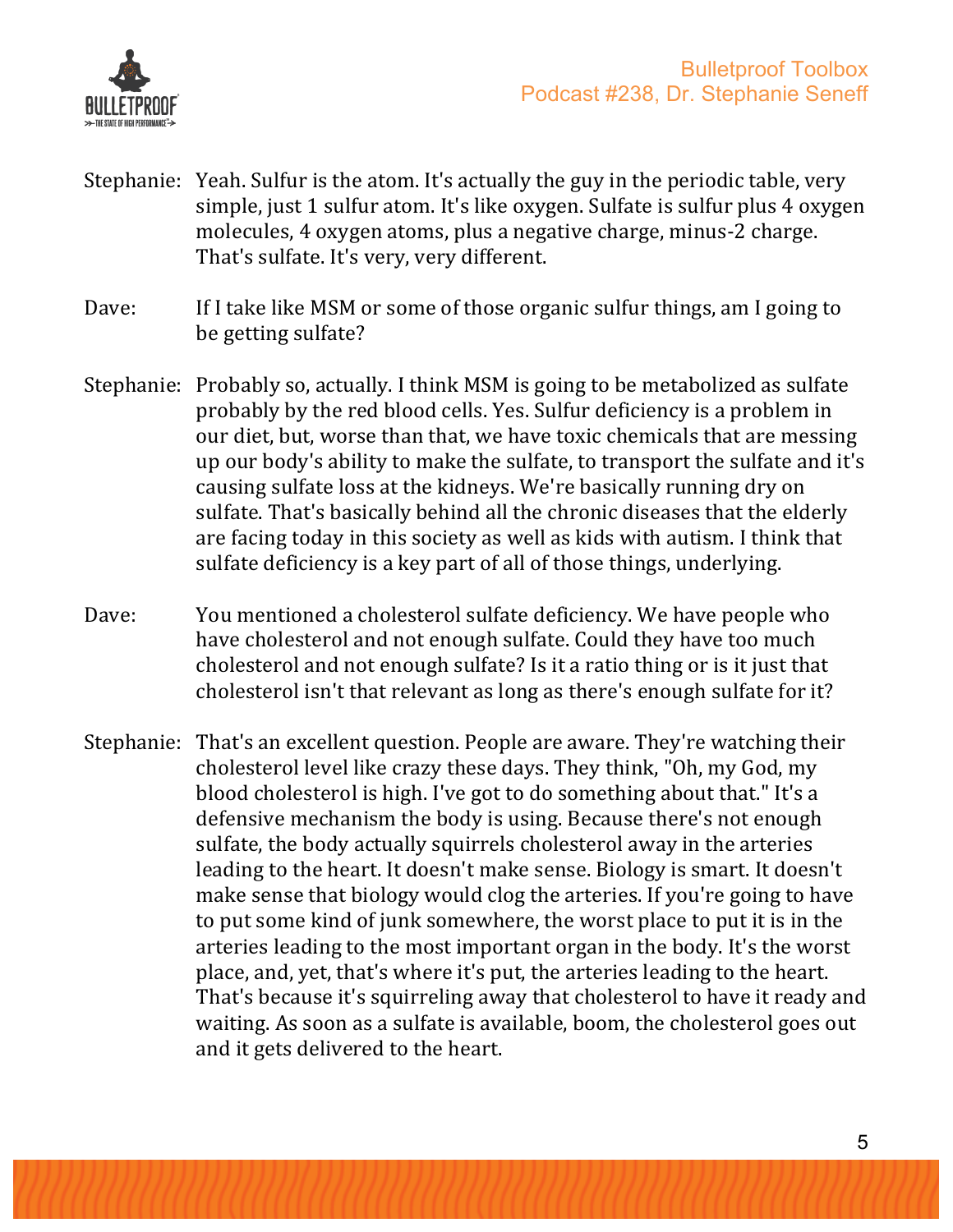Stephanie: Yeah. Sulfur is the atom. It's actually the guy in the periodic table, very simple, just 1 sulfur atom. It's like oxygen. Sulfate is sulfur plus 4 oxygen molecules, 4 oxygen atoms, plus a negative charge, minus-2 charge. That's sulfate. It's very, very different.

Dave: If I take like MSM or some of those organic sulfur things, am I going to be getting sulfate?

Stephanie: Probably so, actually. I think MSM is going to be metabolized as sulfate probably by the red blood cells. Yes. Sulfur deficiency is a problem in our diet, but, worse than that, we have toxic chemicals that are messing up our body's ability to make the sulfate, to transport the sulfate and it's causing sulfate loss at the kidneys. We're basically running dry on sulfate. That's basically behind all the chronic diseases that the elderly are facing today in this society as well as kids with autism. I think that sulfate deficiency is a key part of all of those things, underlying.

Dave: You mentioned a cholesterol sulfate deficiency. We have people who have cholesterol and not enough sulfate. Could they have too much cholesterol and not enough sulfate? Is it a ratio thing or is it just that cholesterol isn't that relevant as long as there's enough sulfate for it?

Stephanie: That's an excellent question. People are aware. They're watching their cholesterol level like crazy these days. They think, "Oh, my God, my blood cholesterol is high. I've got to do something about that." It's a defensive mechanism the body is using. Because there's not enough sulfate, the body actually squirrels cholesterol away in the arteries leading to the heart. It doesn't make sense. Biology is smart. It doesn't make sense that biology would clog the arteries. If you're going to have to put some kind of junk somewhere, the worst place to put it is in the arteries leading to the most important organ in the body. It's the worst place, and, yet, that's where it's put, the arteries leading to the heart. That's because it's squirreling away that cholesterol to have it ready and waiting. As soon as a sulfate is available, boom, the cholesterol goes out and it gets delivered to the heart.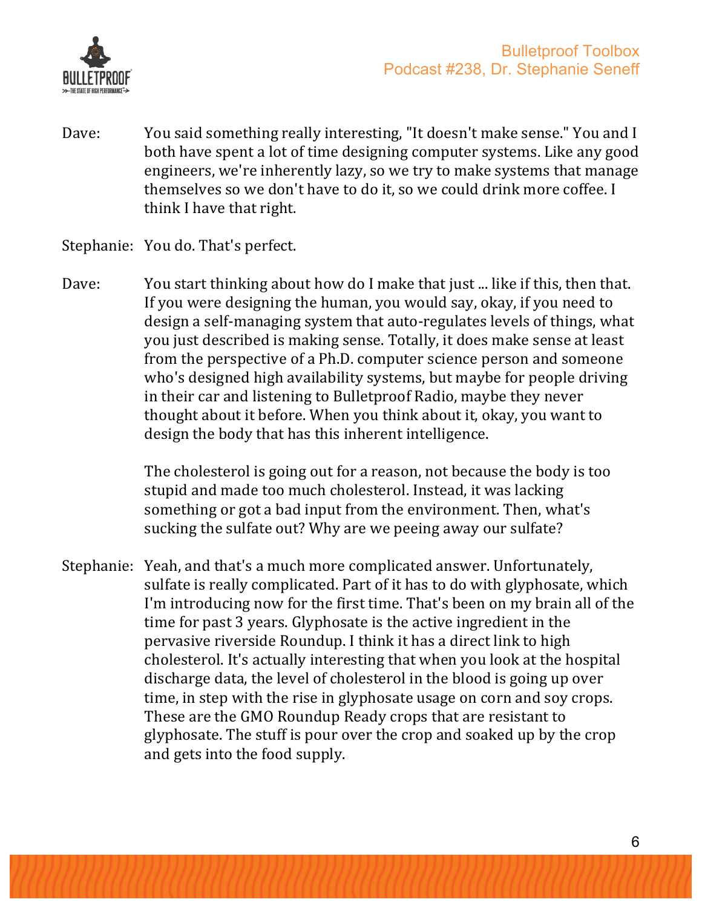Dave: You said something really interesting, "It doesn't make sense." You and I both have spent a lot of time designing computer systems. Like any good engineers, we're inherently lazy, so we try to make systems that manage themselves so we don't have to do it, so we could drink more coffee. I think I have that right.

Stephanie: You do. That's perfect.

Dave: You start thinking about how do I make that just ... like if this, then that. If you were designing the human, you would say, okay, if you need to design a self-managing system that auto-regulates levels of things, what you just described is making sense. Totally, it does make sense at least from the perspective of a Ph.D. computer science person and someone who's designed high availability systems, but maybe for people driving in their car and listening to Bulletproof Radio, maybe they never thought about it before. When you think about it, okay, you want to design the body that has this inherent intelligence.

The cholesterol is going out for a reason, not because the body is too stupid and made too much cholesterol. Instead, it was lacking something or got a bad input from the environment. Then, what's sucking the sulfate out? Why are we peeing away our sulfate?

Stephanie: Yeah, and that's a much more complicated answer. Unfortunately, sulfate is really complicated. Part of it has to do with glyphosate, which I'm introducing now for the first time. That's been on my brain all of the time for past 3 years. Glyphosate is the active ingredient in the pervasive riverside Roundup. I think it has a direct link to high cholesterol. It's actually interesting that when you look at the hospital discharge data, the level of cholesterol in the blood is going up over time, in step with the rise in glyphosate usage on corn and soy crops. These are the GMO Roundup Ready crops that are resistant to glyphosate. The stuff is pour over the crop and soaked up by the crop and gets into the food supply.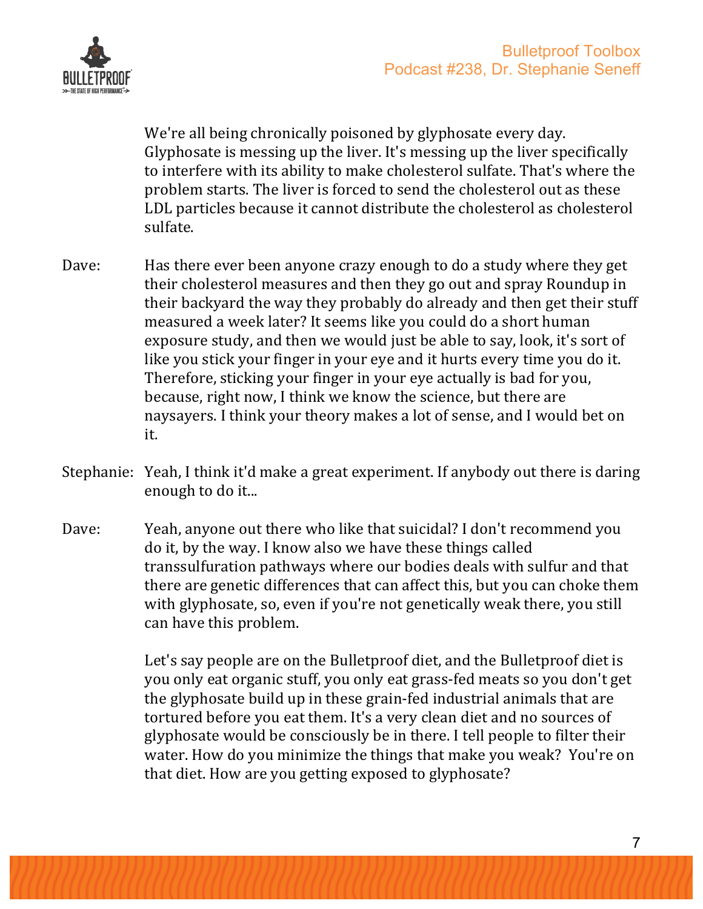We're all being chronically poisoned by glyphosate every day. Glyphosate is messing up the liver. It's messing up the liver specifically to interfere with its ability to make cholesterol sulfate. That's where the problem starts. The liver is forced to send the cholesterol out as these LDL particles because it cannot distribute the cholesterol as cholesterol sulfate.

Dave: Has there ever been anyone crazy enough to do a study where they get their cholesterol measures and then they go out and spray Roundup in their backyard the way they probably do already and then get their stuff measured a week later? It seems like you could do a short human exposure study, and then we would just be able to say, look, it's sort of like you stick your finger in your eye and it hurts every time you do it. Therefore, sticking your finger in your eye actually is bad for you, because, right now, I think we know the science, but there are naysayers. I think your theory makes a lot of sense, and I would bet on it.

Stephanie: Yeah, I think it'd make a great experiment. If anybody out there is daring enough to do it...

Dave: Yeah, anyone out there who like that suicidal? I don't recommend you do it, by the way. I know also we have these things called transsulfuration pathways where our bodies deals with sulfur and that there are genetic differences that can affect this, but you can choke them with glyphosate, so, even if you're not genetically weak there, you still can have this problem.

Let's say people are on the Bulletproof diet, and the Bulletproof diet is you only eat organic stuff, you only eat grass-fed meats so you don't get the glyphosate build up in these grain-fed industrial animals that are tortured before you eat them. It's a very clean diet and no sources of glyphosate would be consciously be in there. I tell people to filter their water. How do you minimize the things that make you weak? You're on that diet. How are you getting exposed to glyphosate?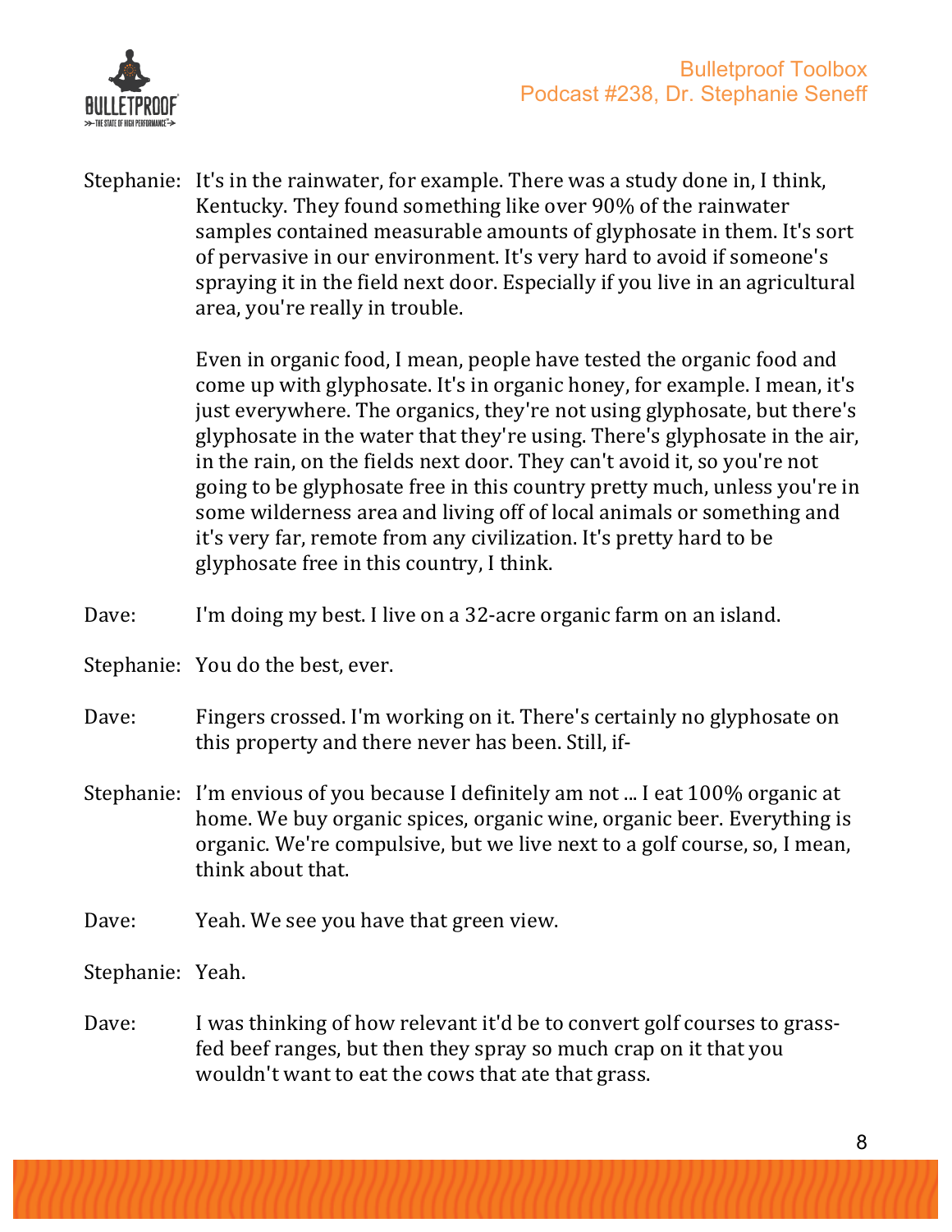Stephanie: It's in the rainwater, for example. There was a study done in, I think, Kentucky. They found something like over 90% of the rainwater samples contained measurable amounts of glyphosate in them. It's sort of pervasive in our environment. It's very hard to avoid if someone's spraying it in the field next door. Especially if you live in an agricultural area, you're really in trouble.

Even in organic food, I mean, people have tested the organic food and come up with glyphosate. It's in organic honey, for example. I mean, it's just everywhere. The organics, they're not using glyphosate, but there's glyphosate in the water that they're using. There's glyphosate in the air, in the rain, on the fields next door. They can't avoid it, so you're not going to be glyphosate free in this country pretty much, unless you're in some wilderness area and living off of local animals or something and it's very far, remote from any civilization. It's pretty hard to be glyphosate free in this country, I think.

Dave: I'm doing my best. I live on a 32-acre organic farm on an island.

Stephanie: You do the best, ever.

Dave: Fingers crossed. I'm working on it. There's certainly no glyphosate on this property and there never has been. Still, if-

Stephanie: I'm envious of you because I definitely am not ... I eat 100% organic at home. We buy organic spices, organic wine, organic beer. Everything is organic. We're compulsive, but we live next to a golf course, so, I mean, think about that.

Dave: Yeah. We see you have that green view.

Stephanie: Yeah.

Dave: I was thinking of how relevant it'd be to convert golf courses to grass-fed beef ranges, but then they spray so much crap on it that you wouldn't want to eat the cows that ate that grass.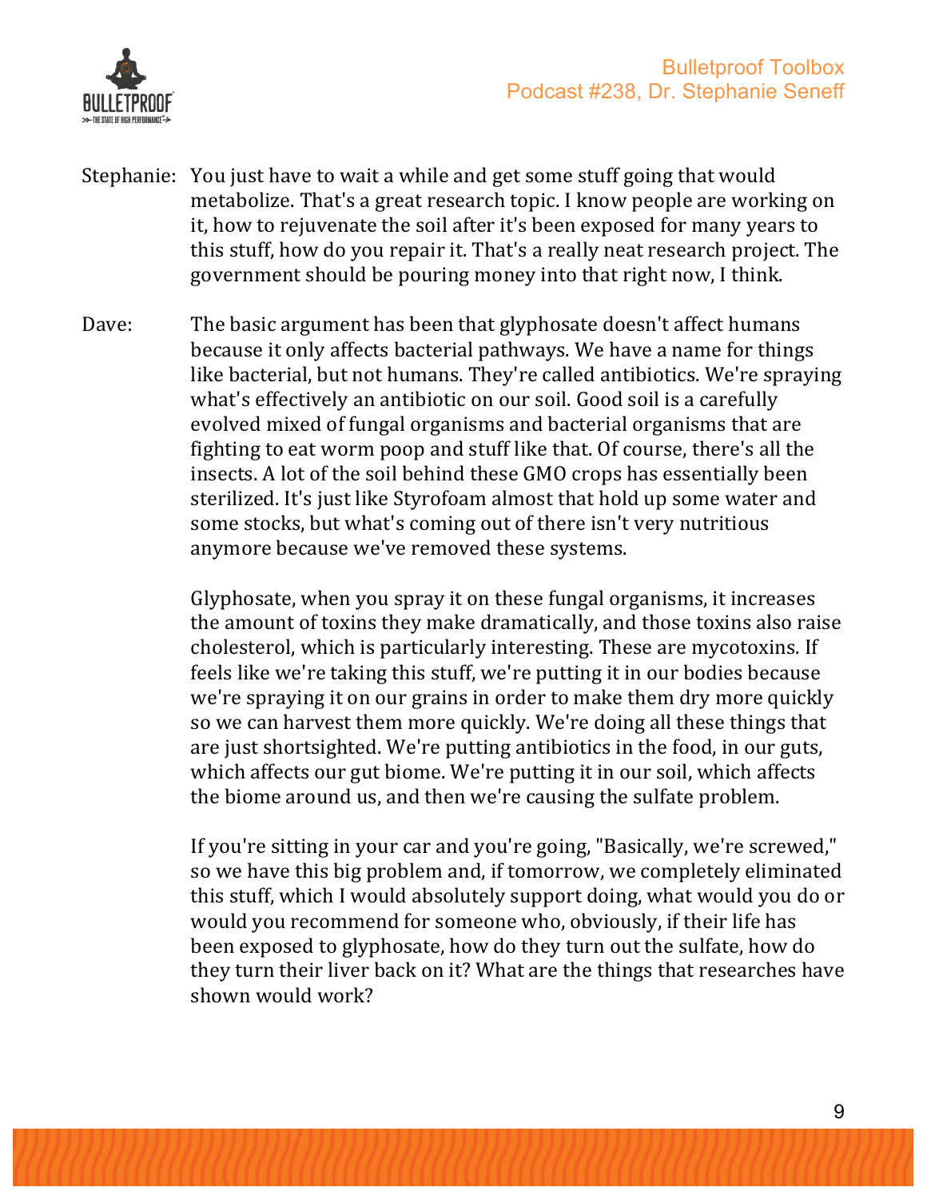Stephanie: You just have to wait a while and get some stuff going that would metabolize. That's a great research topic. I know people are working on it, how to rejuvenate the soil after it's been exposed for many years to this stuff, how do you repair it. That's a really neat research project. The government should be pouring money into that right now, I think.

Dave: The basic argument has been that glyphosate doesn't affect humans because it only affects bacterial pathways. We have a name for things like bacterial, but not humans. They're called antibiotics. We're spraying what's effectively an antibiotic on our soil. Good soil is a carefully evolved mixed of fungal organisms and bacterial organisms that are fighting to eat worm poop and stuff like that. Of course, there's all the insects. A lot of the soil behind these GMO crops has essentially been sterilized. It's just like Styrofoam almost that hold up some water and some stocks, but what's coming out of there isn't very nutritious anymore because we've removed these systems.

Glyphosate, when you spray it on these fungal organisms, it increases the amount of toxins they make dramatically, and those toxins also raise cholesterol, which is particularly interesting. These are mycotoxins. If feels like we're taking this stuff, we're putting it in our bodies because we're spraying it on our grains in order to make them dry more quickly so we can harvest them more quickly. We're doing all these things that are just shortsighted. We're putting antibiotics in the food, in our guts, which affects our gut biome. We're putting it in our soil, which affects the biome around us, and then we're causing the sulfate problem.

If you're sitting in your car and you're going, "Basically, we're screwed," so we have this big problem and, if tomorrow, we completely eliminated this stuff, which I would absolutely support doing, what would you do or would you recommend for someone who, obviously, if their life has been exposed to glyphosate, how do they turn out the sulfate, how do they turn their liver back on it? What are the things that researches have shown would work?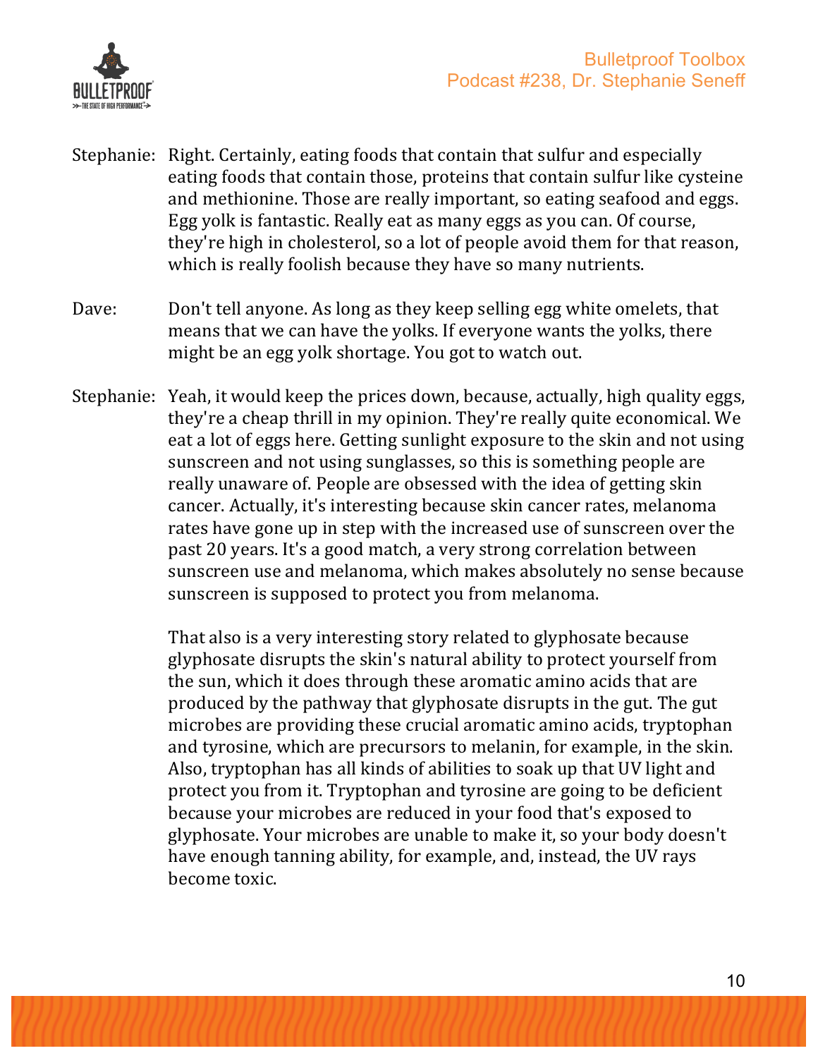Stephanie: Right. Certainly, eating foods that contain that sulfur and especially eating foods that contain those, proteins that contain sulfur like cysteine and methionine. Those are really important, so eating seafood and eggs. Egg yolk is fantastic. Really eat as many eggs as you can. Of course, they're high in cholesterol, so a lot of people avoid them for that reason, which is really foolish because they have so many nutrients.

Dave: Don't tell anyone. As long as they keep selling egg white omelets, that means that we can have the yolks. If everyone wants the yolks, there might be an egg yolk shortage. You got to watch out.

Stephanie: Yeah, it would keep the prices down, because, actually, high quality eggs, they're a cheap thrill in my opinion. They're really quite economical. We eat a lot of eggs here. Getting sunlight exposure to the skin and not using sunscreen and not using sunglasses, so this is something people are really unaware of. People are obsessed with the idea of getting skin cancer. Actually, it's interesting because skin cancer rates, melanoma rates have gone up in step with the increased use of sunscreen over the past 20 years. It's a good match, a very strong correlation between sunscreen use and melanoma, which makes absolutely no sense because sunscreen is supposed to protect you from melanoma.

That also is a very interesting story related to glyphosate because glyphosate disrupts the skin's natural ability to protect yourself from the sun, which it does through these aromatic amino acids that are produced by the pathway that glyphosate disrupts in the gut. The gut microbes are providing these crucial aromatic amino acids, tryptophan and tyrosine, which are precursors to melanin, for example, in the skin. Also, tryptophan has all kinds of abilities to soak up that UV light and protect you from it. Tryptophan and tyrosine are going to be deficient because your microbes are reduced in your food that's exposed to glyphosate. Your microbes are unable to make it, so your body doesn't have enough tanning ability, for example, and, instead, the UV rays become toxic.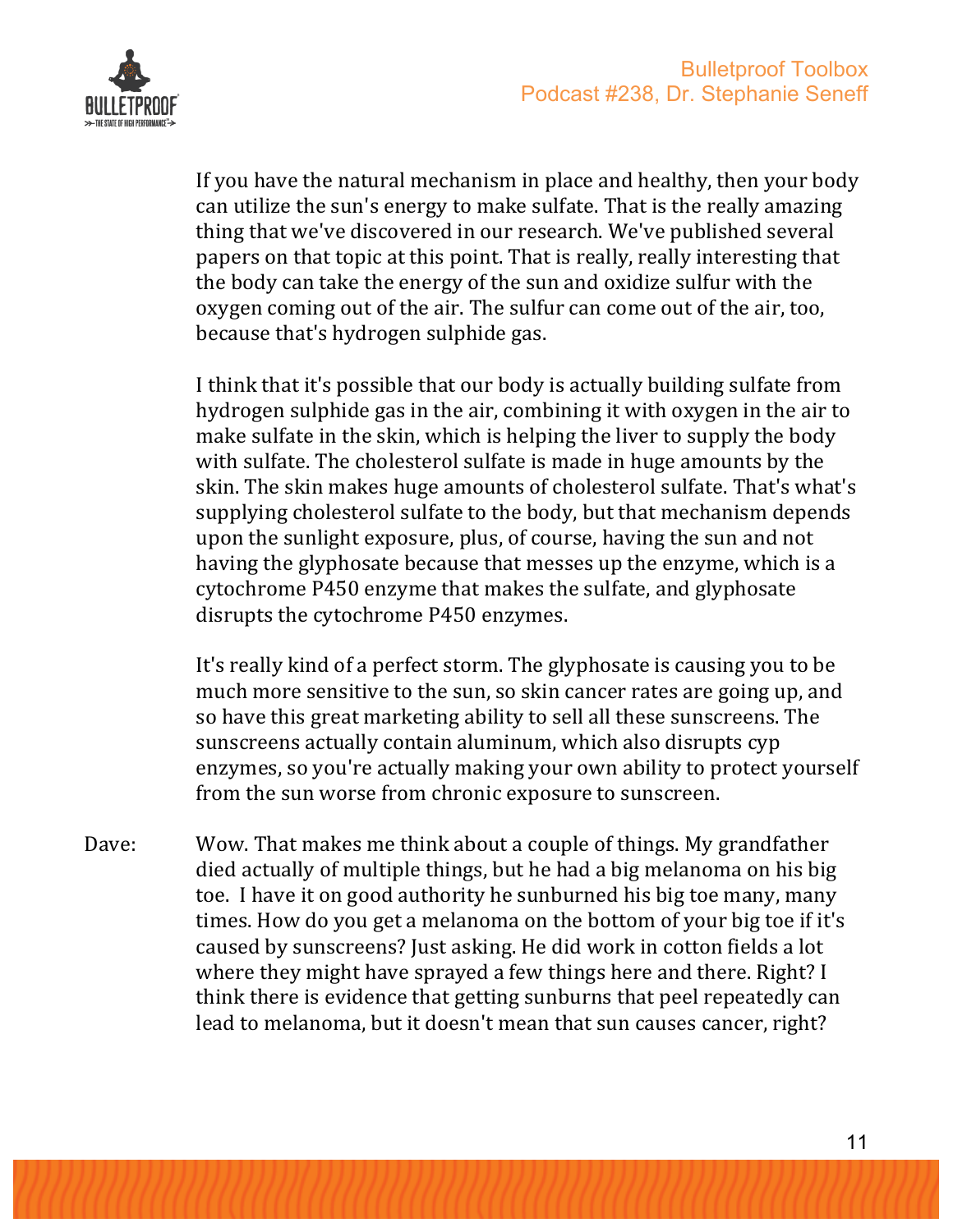If you have the natural mechanism in place and healthy, then your body can utilize the sun's energy to make sulfate. That is the really amazing thing that we've discovered in our research. We've published several papers on that topic at this point. That is really, really interesting that the body can take the energy of the sun and oxidize sulfur with the oxygen coming out of the air. The sulfur can come out of the air, too, because that's hydrogen sulphide gas.

I think that it's possible that our body is actually building sulfate from hydrogen sulphide gas in the air, combining it with oxygen in the air to make sulfate in the skin, which is helping the liver to supply the body with sulfate. The cholesterol sulfate is made in huge amounts by the skin. The skin makes huge amounts of cholesterol sulfate. That's what's supplying cholesterol sulfate to the body, but that mechanism depends upon the sunlight exposure, plus, of course, having the sun and not having the glyphosate because that messes up the enzyme, which is a cytochrome P450 enzyme that makes the sulfate, and glyphosate disrupts the cytochrome P450 enzymes.

It's really kind of a perfect storm. The glyphosate is causing you to be much more sensitive to the sun, so skin cancer rates are going up, and so have this great marketing ability to sell all these sunscreens. The sunscreens actually contain aluminum, which also disrupts cyp enzymes, so you're actually making your own ability to protect yourself from the sun worse from chronic exposure to sunscreen.

Dave: Wow. That makes me think about a couple of things. My grandfather died actually of multiple things, but he had a big melanoma on his big toe. I have it on good authority he sunburned his big toe many, many times. How do you get a melanoma on the bottom of your big toe if it's caused by sunscreens? Just asking. He did work in cotton fields a lot where they might have sprayed a few things here and there. Right? I think there is evidence that getting sunburns that peel repeatedly can lead to melanoma, but it doesn't mean that sun causes cancer, right?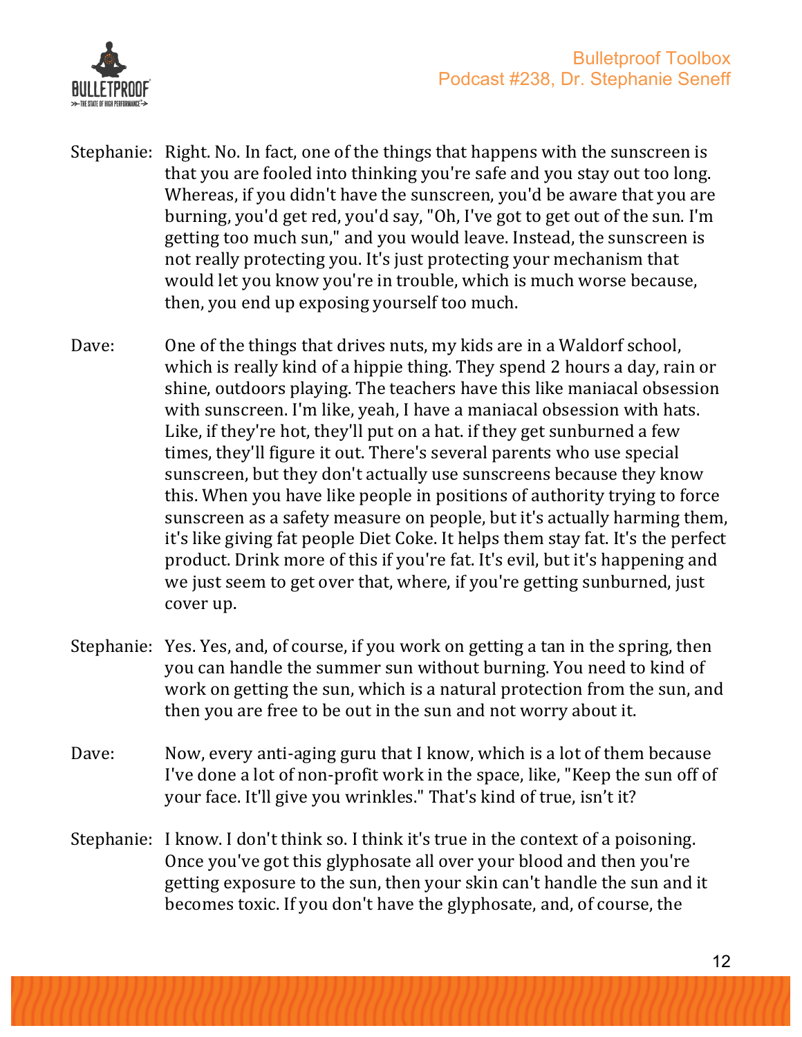Stephanie: Right. No. In fact, one of the things that happens with the sunscreen is that you are fooled into thinking you're safe and you stay out too long. Whereas, if you didn't have the sunscreen, you'd be aware that you are burning, you'd get red, you'd say, "Oh, I've got to get out of the sun. I'm getting too much sun," and you would leave. Instead, the sunscreen is not really protecting you. It's just protecting your mechanism that would let you know you're in trouble, which is much worse because, then, you end up exposing yourself too much.

Dave: One of the things that drives nuts, my kids are in a Waldorf school, which is really kind of a hippie thing. They spend 2 hours a day, rain or shine, outdoors playing. The teachers have this like maniacal obsession with sunscreen. I'm like, yeah, I have a maniacal obsession with hats. Like, if they're hot, they'll put on a hat. if they get sunburned a few times, they'll figure it out. There's several parents who use special sunscreen, but they don't actually use sunscreens because they know this. When you have like people in positions of authority trying to force sunscreen as a safety measure on people, but it's actually harming them, it's like giving fat people Diet Coke. It helps them stay fat. It's the perfect product. Drink more of this if you're fat. It's evil, but it's happening and we just seem to get over that, where, if you're getting sunburned, just cover up.

Stephanie: Yes. Yes, and, of course, if you work on getting a tan in the spring, then you can handle the summer sun without burning. You need to kind of work on getting the sun, which is a natural protection from the sun, and then you are free to be out in the sun and not worry about it.

Dave: Now, every anti-aging guru that I know, which is a lot of them because I've done a lot of non-profit work in the space, like, "Keep the sun off of your face. It'll give you wrinkles." That's kind of true, isn't it?

Stephanie: I know. I don't think so. I think it's true in the context of a poisoning. Once you've got this glyphosate all over your blood and then you're getting exposure to the sun, then your skin can't handle the sun and it becomes toxic. If you don't have the glyphosate, and, of course, the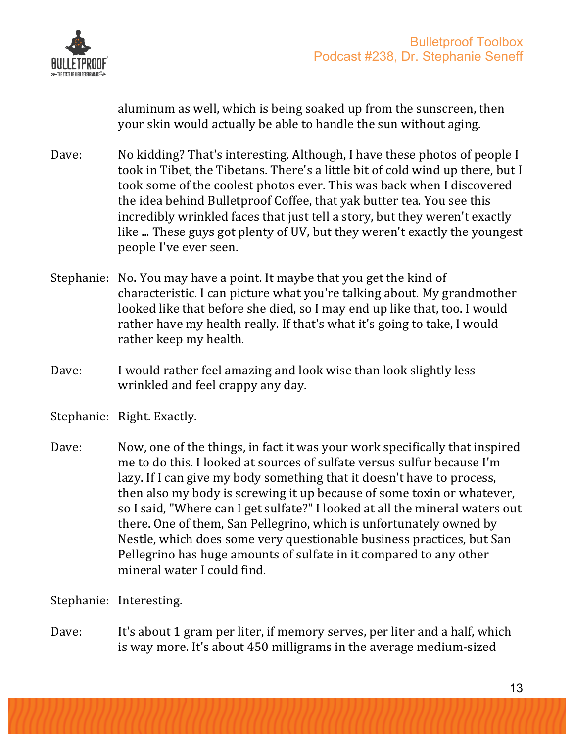aluminum as well, which is being soaked up from the sunscreen, then your skin would actually be able to handle the sun without aging.

Dave: No kidding? That's interesting. Although, I have these photos of people I took in Tibet, the Tibetans. There's a little bit of cold wind up there, but I took some of the coolest photos ever. This was back when I discovered the idea behind Bulletproof Coffee, that yak butter tea. You see this incredibly wrinkled faces that just tell a story, but they weren't exactly like ... These guys got plenty of UV, but they weren't exactly the youngest people I've ever seen.

Stephanie: No. You may have a point. It maybe that you get the kind of characteristic. I can picture what you're talking about. My grandmother looked like that before she died, so I may end up like that, too. I would rather have my health really. If that's what it's going to take, I would rather keep my health.

Dave: I would rather feel amazing and look wise than look slightly less wrinkled and feel crappy any day.

Stephanie: Right. Exactly.

Dave: Now, one of the things, in fact it was your work specifically that inspired me to do this. I looked at sources of sulfate versus sulfur because I'm lazy. If I can give my body something that it doesn't have to process, then also my body is screwing it up because of some toxin or whatever, so I said, "Where can I get sulfate?" I looked at all the mineral waters out there. One of them, San Pellegrino, which is unfortunately owned by Nestle, which does some very questionable business practices, but San Pellegrino has huge amounts of sulfate in it compared to any other mineral water I could find.

Stephanie: Interesting.

Dave: It's about 1 gram per liter, if memory serves, per liter and a half, which is way more. It's about 450 milligrams in the average medium-sized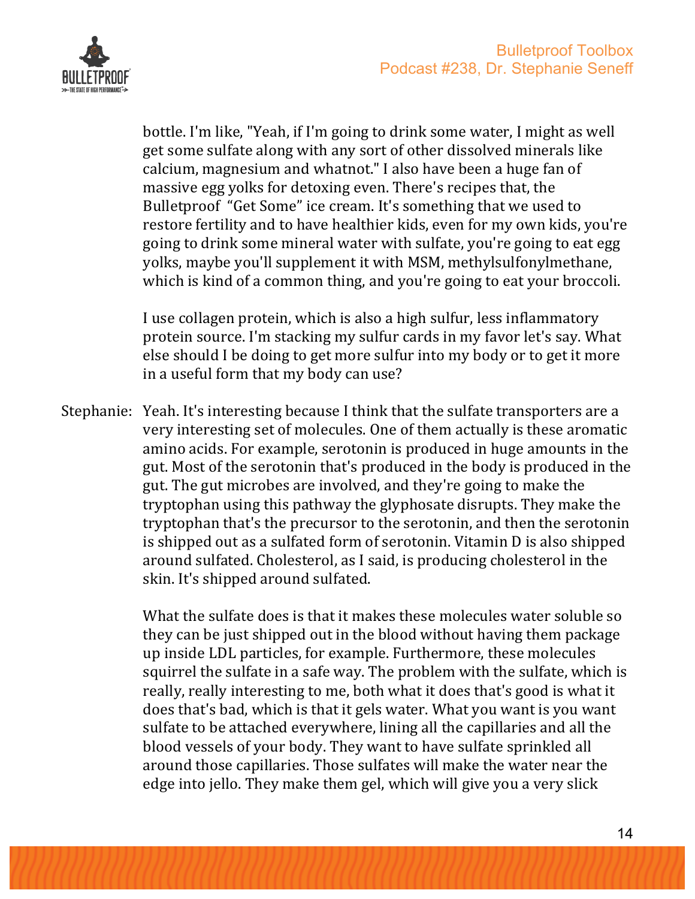bottle. I'm like, "Yeah, if I'm going to drink some water, I might as well get some sulfate along with any sort of other dissolved minerals like calcium, magnesium and whatnot." I also have been a huge fan of massive egg yolks for detoxing even. There's recipes that, the Bulletproof "Get Some" ice cream. It's something that we used to restore fertility and to have healthier kids, even for my own kids, you're going to drink some mineral water with sulfate, you're going to eat egg yolks, maybe you'll supplement it with MSM, methylsulfonylmethane, which is kind of a common thing, and you're going to eat your broccoli.

I use collagen protein, which is also a high sulfur, less inflammatory protein source. I'm stacking my sulfur cards in my favor let's say. What else should I be doing to get more sulfur into my body or to get it more in a useful form that my body can use?

Stephanie: Yeah. It's interesting because I think that the sulfate transporters are a very interesting set of molecules. One of them actually is these aromatic amino acids. For example, serotonin is produced in huge amounts in the gut. Most of the serotonin that's produced in the body is produced in the gut. The gut microbes are involved, and they're going to make the tryptophan using this pathway the glyphosate disrupts. They make the tryptophan that's the precursor to the serotonin, and then the serotonin is shipped out as a sulfated form of serotonin. Vitamin D is also shipped around sulfated. Cholesterol, as I said, is producing cholesterol in the skin. It's shipped around sulfated.

What the sulfate does is that it makes these molecules water soluble so they can be just shipped out in the blood without having them package up inside LDL particles, for example. Furthermore, these molecules squirrel the sulfate in a safe way. The problem with the sulfate, which is really, really interesting to me, both what it does that's good is what it does that's bad, which is that it gels water. What you want is you want sulfate to be attached everywhere, lining all the capillaries and all the blood vessels of your body. They want to have sulfate sprinkled all around those capillaries. Those sulfates will make the water near the edge into jello. They make them gel, which will give you a very slick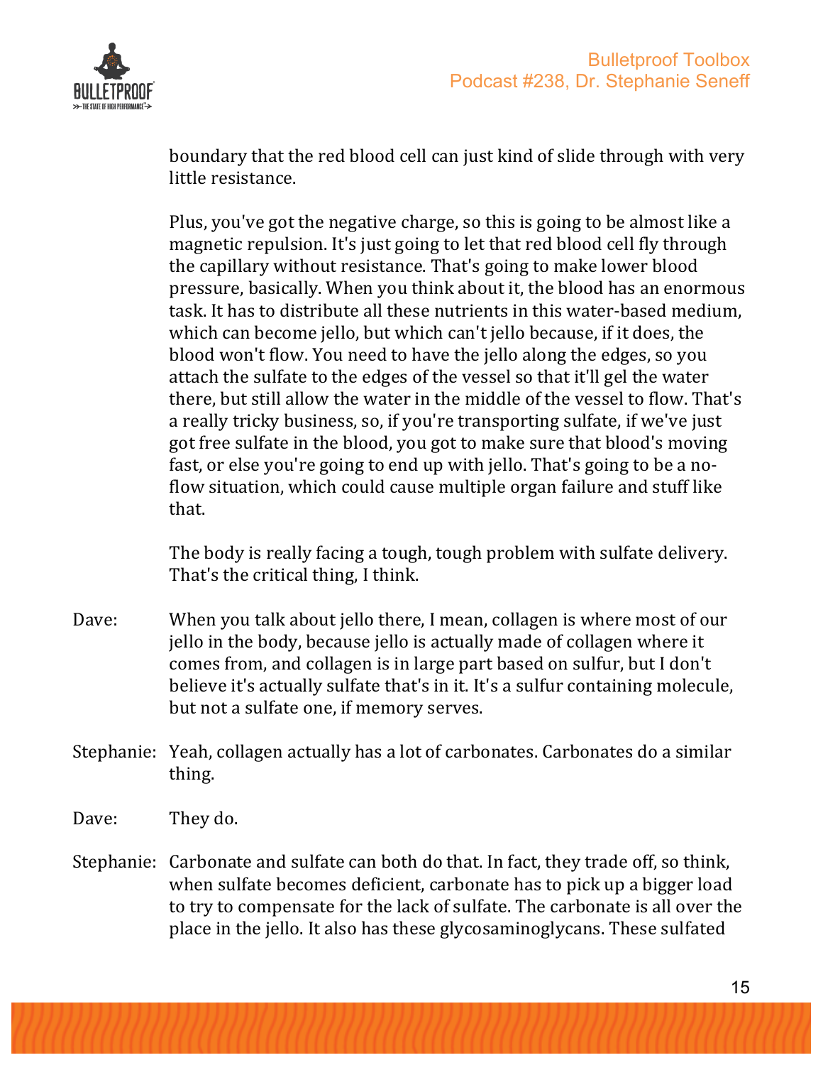boundary that the red blood cell can just kind of slide through with very little resistance.

Plus, you've got the negative charge, so this is going to be almost like a magnetic repulsion. It's just going to let that red blood cell fly through the capillary without resistance. That's going to make lower blood pressure, basically. When you think about it, the blood has an enormous task. It has to distribute all these nutrients in this water-based medium, which can become jello, but which can't jello because, if it does, the blood won't flow. You need to have the jello along the edges, so you attach the sulfate to the edges of the vessel so that it'll gel the water there, but still allow the water in the middle of the vessel to flow. That's a really tricky business, so, if you're transporting sulfate, if we've just got free sulfate in the blood, you got to make sure that blood's moving fast, or else you're going to end up with jello. That's going to be a no-flow situation, which could cause multiple organ failure and stuff like that.

The body is really facing a tough, tough problem with sulfate delivery. That's the critical thing, I think.

Dave: When you talk about jello there, I mean, collagen is where most of our jello in the body, because jello is actually made of collagen where it comes from, and collagen is in large part based on sulfur, but I don't believe it's actually sulfate that's in it. It's a sulfur containing molecule, but not a sulfate one, if memory serves.

Stephanie: Yeah, collagen actually has a lot of carbonates. Carbonates do a similar thing.

Dave: They do.

Stephanie: Carbonate and sulfate can both do that. In fact, they trade off, so think, when sulfate becomes deficient, carbonate has to pick up a bigger load to try to compensate for the lack of sulfate. The carbonate is all over the place in the jello. It also has these glycosaminoglycans. These sulfated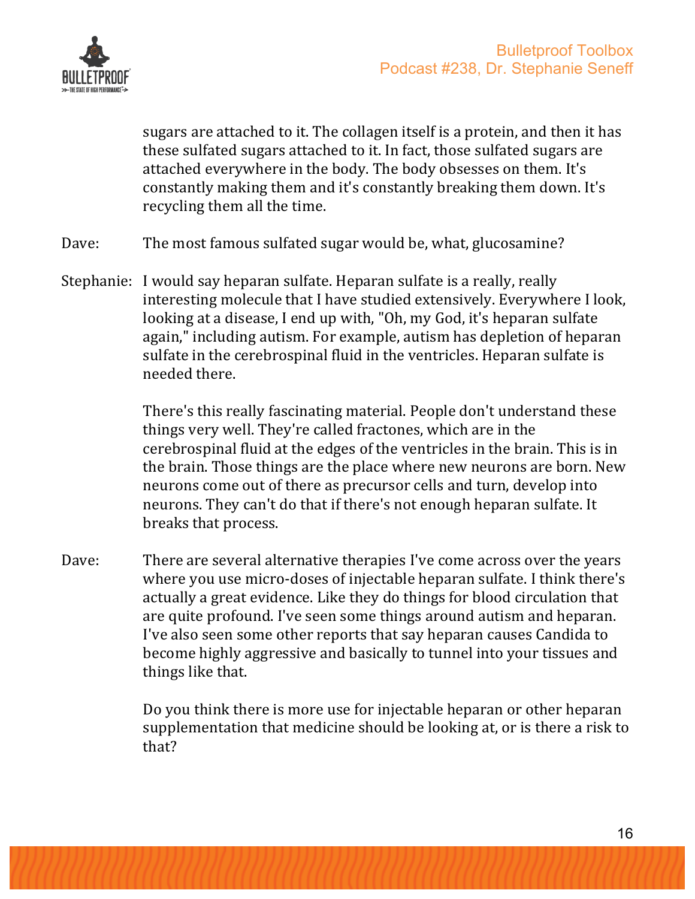sugars are attached to it. The collagen itself is a protein, and then it has these sulfated sugars attached to it. In fact, those sulfated sugars are attached everywhere in the body. The body obsesses on them. It's constantly making them and it's constantly breaking them down. It's recycling them all the time.

Dave: The most famous sulfated sugar would be, what, glucosamine?

Stephanie: I would say heparan sulfate. Heparan sulfate is a really, really interesting molecule that I have studied extensively. Everywhere I look, looking at a disease, I end up with, "Oh, my God, it's heparan sulfate again," including autism. For example, autism has depletion of heparan sulfate in the cerebrospinal fluid in the ventricles. Heparan sulfate is needed there.

There's this really fascinating material. People don't understand these things very well. They're called fractones, which are in the cerebrospinal fluid at the edges of the ventricles in the brain. This is in the brain. Those things are the place where new neurons are born. New neurons come out of there as precursor cells and turn, develop into neurons. They can't do that if there's not enough heparan sulfate. It breaks that process.

Dave: There are several alternative therapies I've come across over the years where you use micro-doses of injectable heparan sulfate. I think there's actually a great evidence. Like they do things for blood circulation that are quite profound. I've seen some things around autism and heparan. I've also seen some other reports that say heparan causes Candida to become highly aggressive and basically to tunnel into your tissues and things like that.

Do you think there is more use for injectable heparan or other heparan supplementation that medicine should be looking at, or is there a risk to that?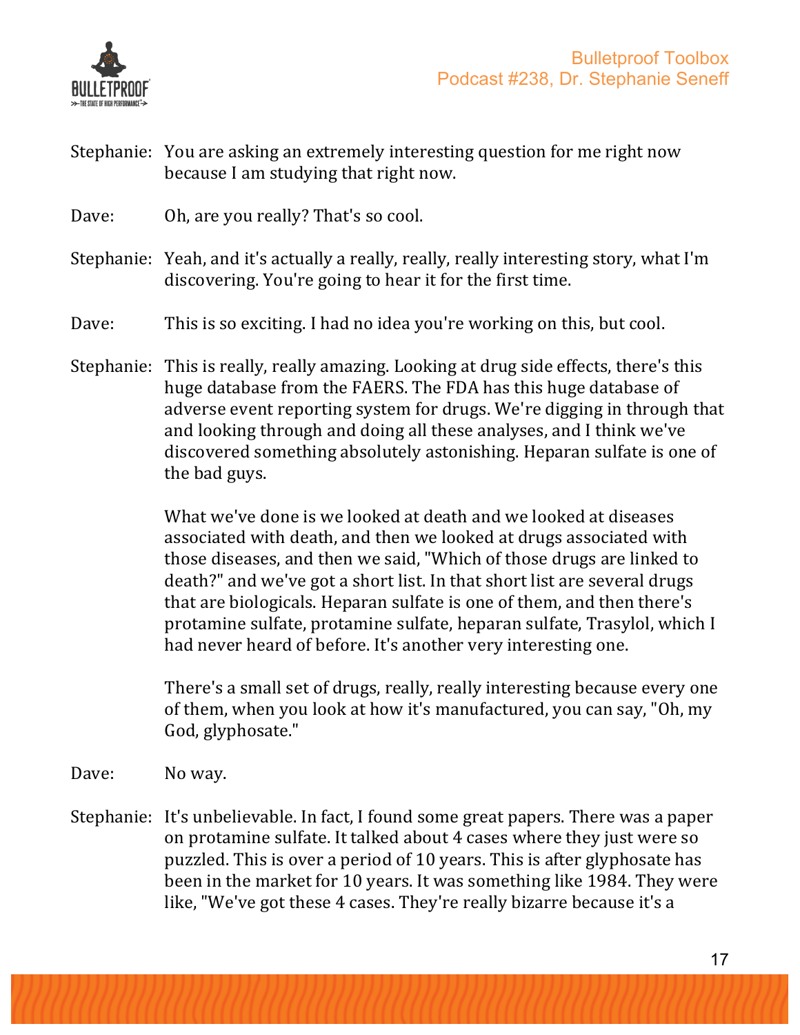Stephanie: You are asking an extremely interesting question for me right now because I am studying that right now.

Dave: Oh, are you really? That's so cool.

Stephanie: Yeah, and it's actually a really, really, really interesting story, what I'm discovering. You're going to hear it for the first time.

Dave: This is so exciting. I had no idea you're working on this, but cool.

Stephanie: This is really, really amazing. Looking at drug side effects, there's this huge database from the FAERS. The FDA has this huge database of adverse event reporting system for drugs. We're digging in through that and looking through and doing all these analyses, and I think we've discovered something absolutely astonishing. Heparan sulfate is one of the bad guys.

What we've done is we looked at death and we looked at diseases associated with death, and then we looked at drugs associated with those diseases, and then we said, "Which of those drugs are linked to death?" and we've got a short list. In that short list are several drugs that are biologicals. Heparan sulfate is one of them, and then there's protamine sulfate, protamine sulfate, heparan sulfate, Trasylol, which I had never heard of before. It's another very interesting one.

There's a small set of drugs, really, really interesting because every one of them, when you look at how it's manufactured, you can say, "Oh, my God, glyphosate."

Dave: No way.

Stephanie: It's unbelievable. In fact, I found some great papers. There was a paper on protamine sulfate. It talked about 4 cases where they just were so puzzled. This is over a period of 10 years. This is after glyphosate has been in the market for 10 years. It was something like 1984. They were like, "We've got these 4 cases. They're really bizarre because it's a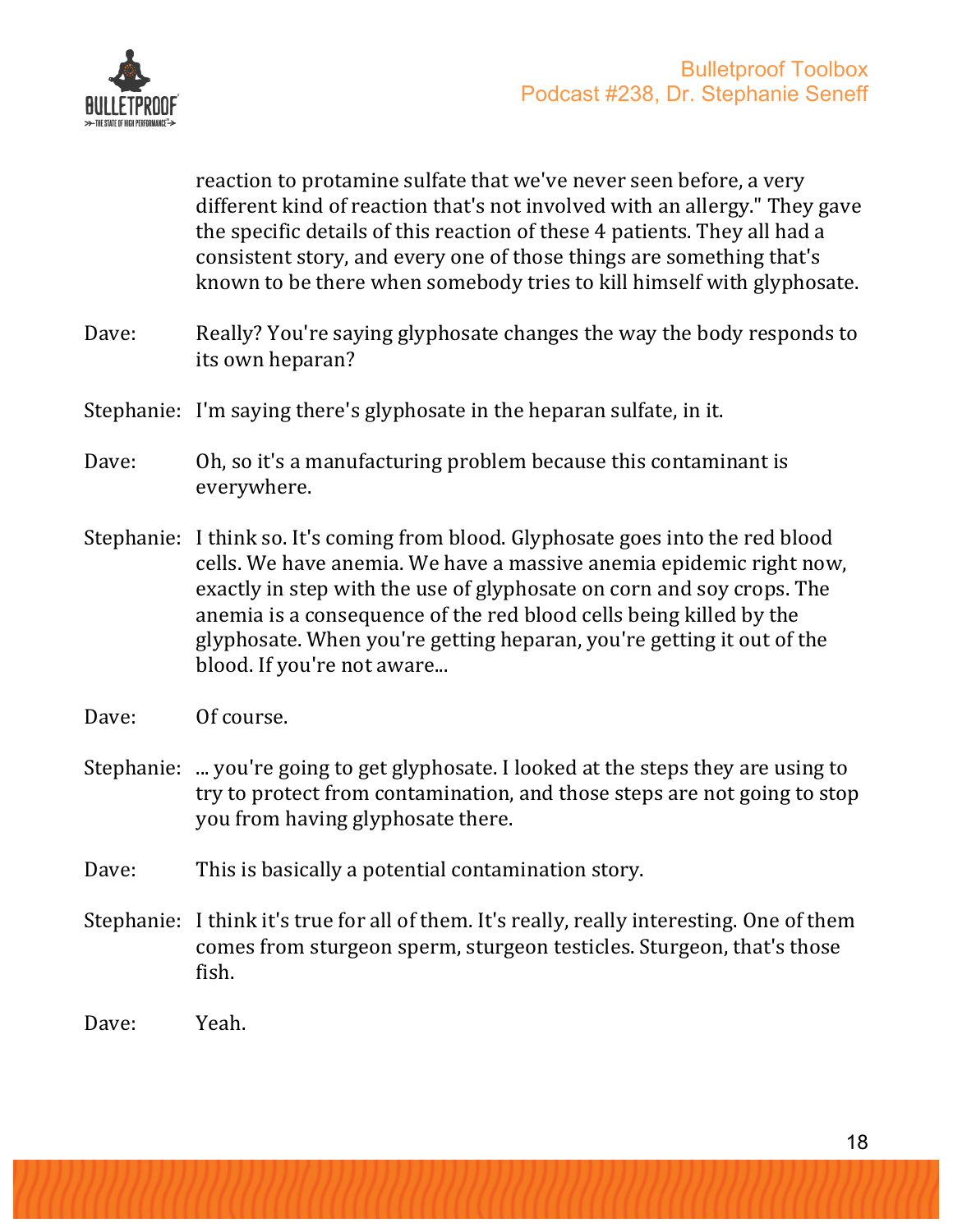reaction to protamine sulfate that we've never seen before, a very different kind of reaction that's not involved with an allergy." They gave the specific details of this reaction of these 4 patients. They all had a consistent story, and every one of those things are something that's known to be there when somebody tries to kill himself with glyphosate.

Dave: Really? You're saying glyphosate changes the way the body responds to its own heparan?

Stephanie: I'm saying there's glyphosate in the heparan sulfate, in it.

Dave: Oh, so it's a manufacturing problem because this contaminant is everywhere.

Stephanie: I think so. It's coming from blood. Glyphosate goes into the red blood cells. We have anemia. We have a massive anemia epidemic right now, exactly in step with the use of glyphosate on corn and soy crops. The anemia is a consequence of the red blood cells being killed by the glyphosate. When you're getting heparan, you're getting it out of the blood. If you're not aware...

Dave: Of course.

Stephanie: ... you're going to get glyphosate. I looked at the steps they are using to try to protect from contamination, and those steps are not going to stop you from having glyphosate there.

Dave: This is basically a potential contamination story.

Stephanie: I think it's true for all of them. It's really, really interesting. One of them comes from sturgeon sperm, sturgeon testicles. Sturgeon, that's those fish.

Dave: Yeah.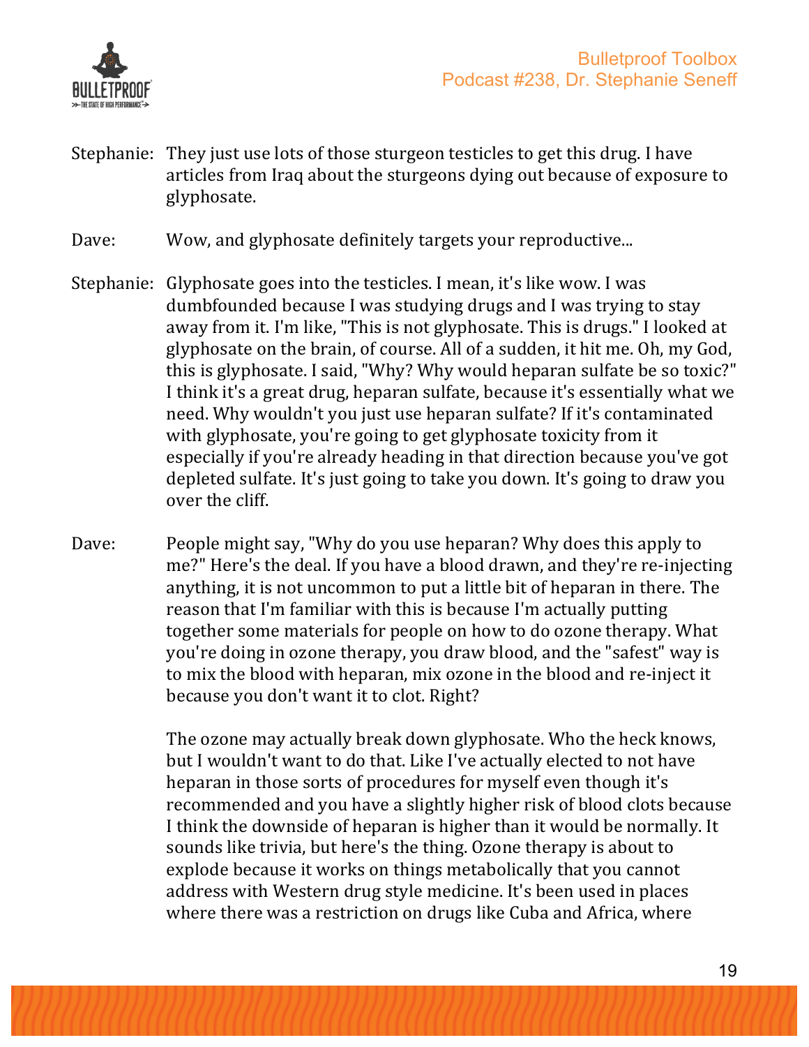Stephanie: They just use lots of those sturgeon testicles to get this drug. I have articles from Iraq about the sturgeons dying out because of exposure to glyphosate.

Dave: Wow, and glyphosate definitely targets your reproductive...

Stephanie: Glyphosate goes into the testicles. I mean, it's like wow. I was dumbfounded because I was studying drugs and I was trying to stay away from it. I'm like, "This is not glyphosate. This is drugs." I looked at glyphosate on the brain, of course. All of a sudden, it hit me. Oh, my God, this is glyphosate. I said, "Why? Why would heparan sulfate be so toxic?" I think it's a great drug, heparan sulfate, because it's essentially what we need. Why wouldn't you just use heparan sulfate? If it's contaminated with glyphosate, you're going to get glyphosate toxicity from it especially if you're already heading in that direction because you've got depleted sulfate. It's just going to take you down. It's going to draw you over the cliff.

Dave: People might say, "Why do you use heparan? Why does this apply to me?" Here's the deal. If you have a blood drawn, and they're re-injecting anything, it is not uncommon to put a little bit of heparan in there. The reason that I'm familiar with this is because I'm actually putting together some materials for people on how to do ozone therapy. What you're doing in ozone therapy, you draw blood, and the "safest" way is to mix the blood with heparan, mix ozone in the blood and re-inject it because you don't want it to clot. Right?

The ozone may actually break down glyphosate. Who the heck knows, but I wouldn't want to do that. Like I've actually elected to not have heparan in those sorts of procedures for myself even though it's recommended and you have a slightly higher risk of blood clots because I think the downside of heparan is higher than it would be normally. It sounds like trivia, but here's the thing. Ozone therapy is about to explode because it works on things metabolically that you cannot address with Western drug style medicine. It's been used in places where there was a restriction on drugs like Cuba and Africa, where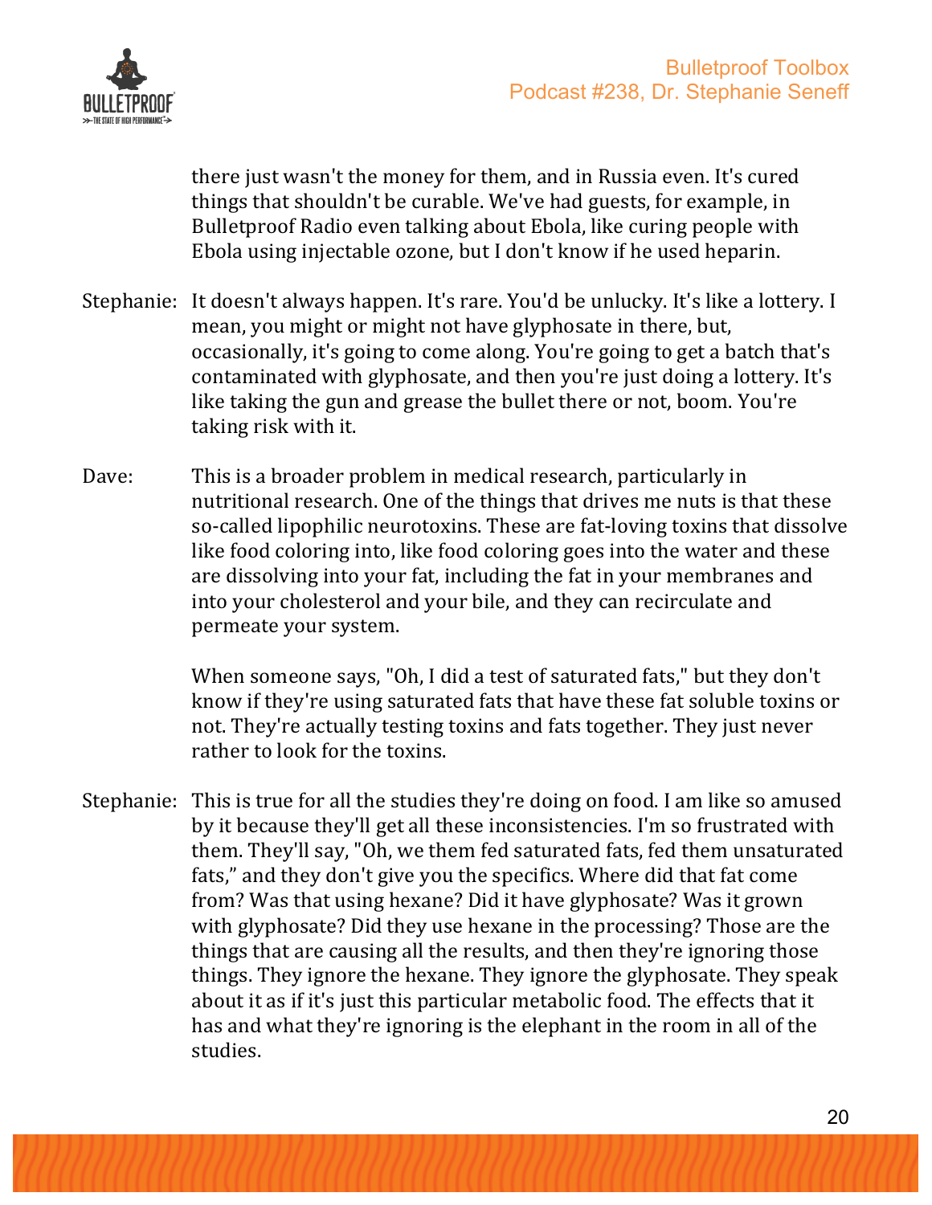there just wasn't the money for them, and in Russia even. It's cured things that shouldn't be curable. We've had guests, for example, in Bulletproof Radio even talking about Ebola, like curing people with Ebola using injectable ozone, but I don't know if he used heparin.

Stephanie: It doesn't always happen. It's rare. You'd be unlucky. It's like a lottery. I mean, you might or might not have glyphosate in there, but, occasionally, it's going to come along. You're going to get a batch that's contaminated with glyphosate, and then you're just doing a lottery. It's like taking the gun and grease the bullet there or not, boom. You're taking risk with it.

Dave: This is a broader problem in medical research, particularly in nutritional research. One of the things that drives me nuts is that these so-called lipophilic neurotoxins. These are fat-loving toxins that dissolve like food coloring into, like food coloring goes into the water and these are dissolving into your fat, including the fat in your membranes and into your cholesterol and your bile, and they can recirculate and permeate your system.

When someone says, "Oh, I did a test of saturated fats," but they don't know if they're using saturated fats that have these fat soluble toxins or not. They're actually testing toxins and fats together. They just never rather to look for the toxins.

Stephanie: This is true for all the studies they're doing on food. I am like so amused by it because they'll get all these inconsistencies. I'm so frustrated with them. They'll say, "Oh, we them fed saturated fats, fed them unsaturated fats," and they don't give you the specifics. Where did that fat come from? Was that using hexane? Did it have glyphosate? Was it grown with glyphosate? Did they use hexane in the processing? Those are the things that are causing all the results, and then they're ignoring those things. They ignore the hexane. They ignore the glyphosate. They speak about it as if it's just this particular metabolic food. The effects that it has and what they're ignoring is the elephant in the room in all of the studies.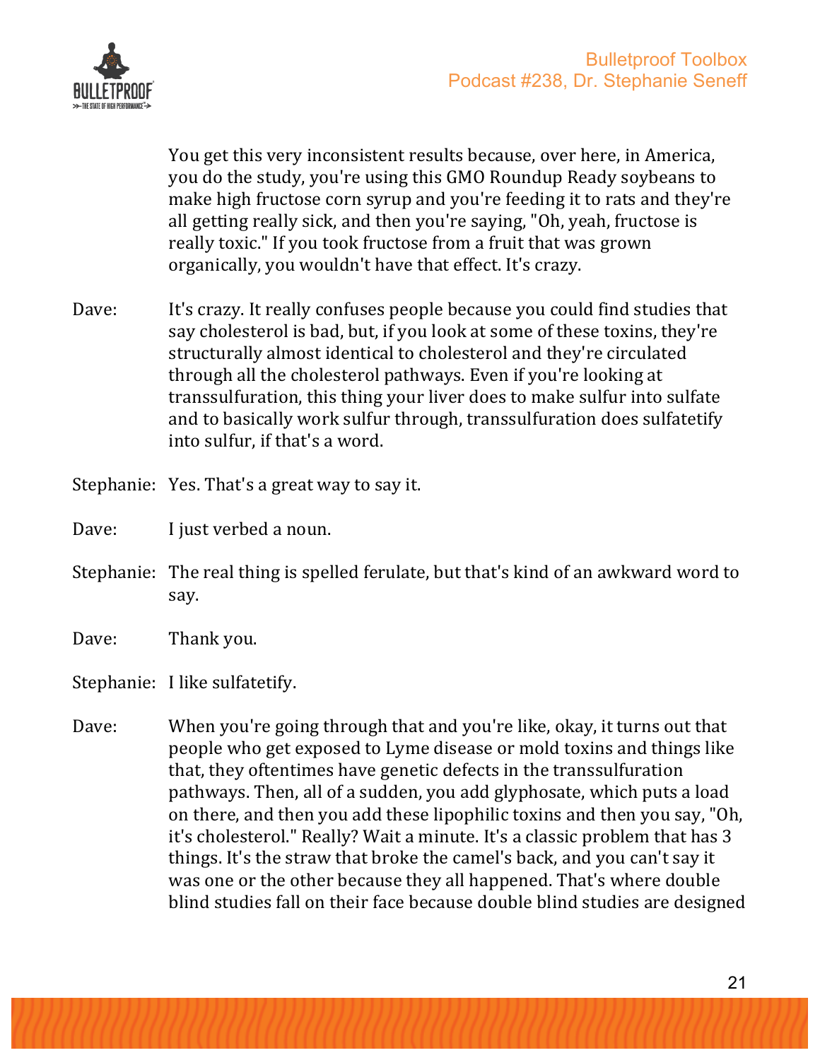You get this very inconsistent results because, over here, in America, you do the study, you're using this GMO Roundup Ready soybeans to make high fructose corn syrup and you're feeding it to rats and they're all getting really sick, and then you're saying, "Oh, yeah, fructose is really toxic." If you took fructose from a fruit that was grown organically, you wouldn't have that effect. It's crazy.

Dave: It's crazy. It really confuses people because you could find studies that say cholesterol is bad, but, if you look at some of these toxins, they're structurally almost identical to cholesterol and they're circulated through all the cholesterol pathways. Even if you're looking at transsulfuration, this thing your liver does to make sulfur into sulfate and to basically work sulfur through, transsulfuration does sulfatetify into sulfur, if that's a word.

Stephanie: Yes. That's a great way to say it.

Dave: I just verbed a noun.

Stephanie: The real thing is spelled ferulate, but that's kind of an awkward word to say.

Dave: Thank you.

Stephanie: I like sulfatetify.

Dave: When you're going through that and you're like, okay, it turns out that people who get exposed to Lyme disease or mold toxins and things like that, they oftentimes have genetic defects in the transsulfuration pathways. Then, all of a sudden, you add glyphosate, which puts a load on there, and then you add these lipophilic toxins and then you say, "Oh, it's cholesterol." Really? Wait a minute. It's a classic problem that has 3 things. It's the straw that broke the camel's back, and you can't say it was one or the other because they all happened. That's where double blind studies fall on their face because double blind studies are designed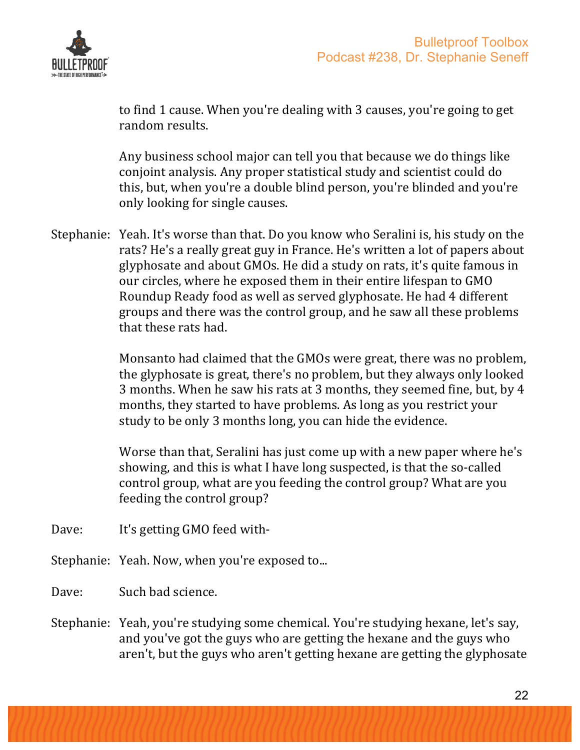to find 1 cause. When you're dealing with 3 causes, you're going to get random results.

Any business school major can tell you that because we do things like conjoint analysis. Any proper statistical study and scientist could do this, but, when you're a double blind person, you're blinded and you're only looking for single causes.

Stephanie: Yeah. It's worse than that. Do you know who Seralini is, his study on the rats? He's a really great guy in France. He's written a lot of papers about glyphosate and about GMOs. He did a study on rats, it's quite famous in our circles, where he exposed them in their entire lifespan to GMO Roundup Ready food as well as served glyphosate. He had 4 different groups and there was the control group, and he saw all these problems that these rats had.

Monsanto had claimed that the GMOs were great, there was no problem, the glyphosate is great, there's no problem, but they always only looked 3 months. When he saw his rats at 3 months, they seemed fine, but, by 4 months, they started to have problems. As long as you restrict your study to be only 3 months long, you can hide the evidence.

Worse than that, Seralini has just come up with a new paper where he's showing, and this is what I have long suspected, is that the so-called control group, what are you feeding the control group? What are you feeding the control group?

Dave: It's getting GMO feed with-

Stephanie: Yeah. Now, when you're exposed to...

Dave: Such bad science.

Stephanie: Yeah, you're studying some chemical. You're studying hexane, let's say, and you've got the guys who are getting the hexane and the guys who aren't, but the guys who aren't getting hexane are getting the glyphosate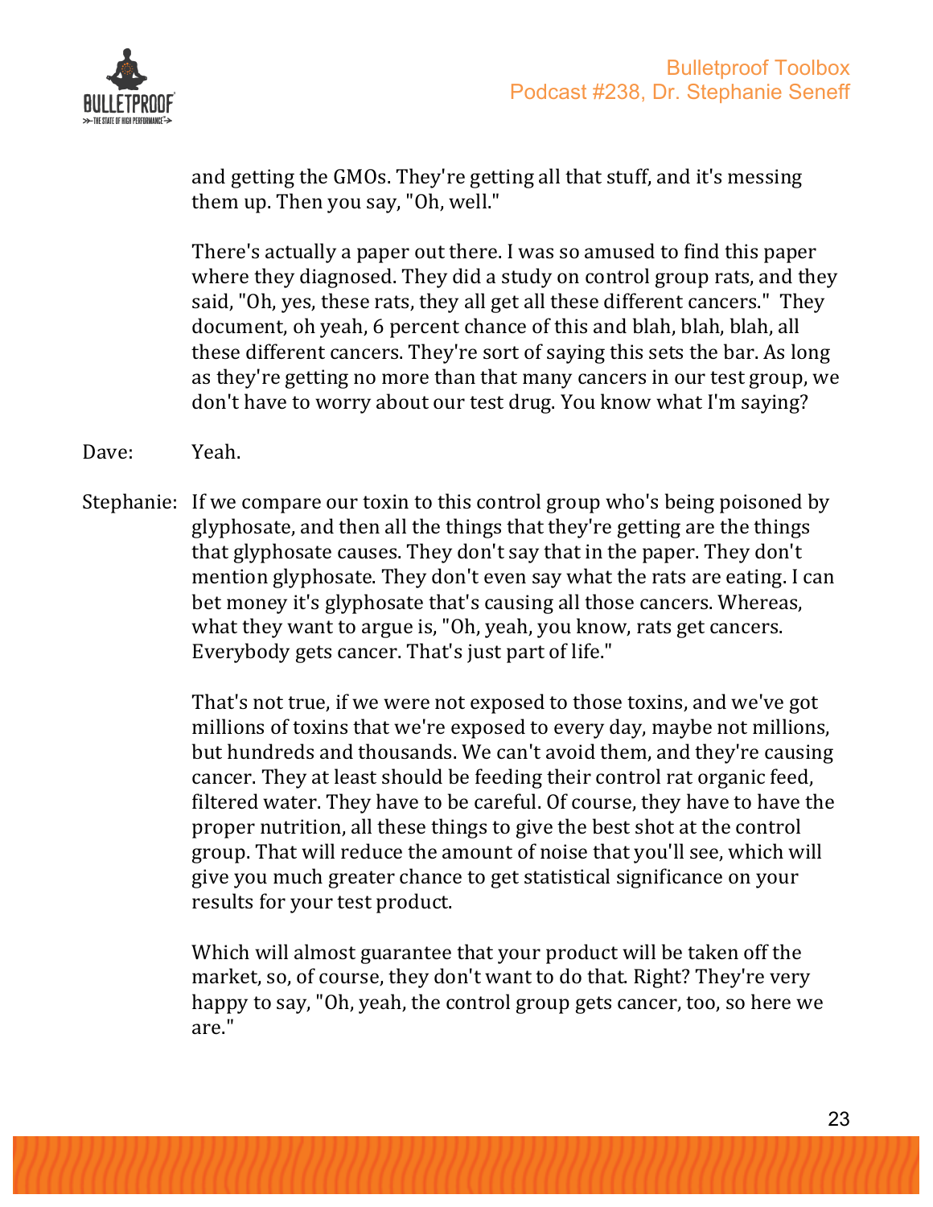and getting the GMOs. They're getting all that stuff, and it's messing them up. Then you say, "Oh, well."

There's actually a paper out there. I was so amused to find this paper where they diagnosed. They did a study on control group rats, and they said, "Oh, yes, these rats, they all get all these different cancers." They document, oh yeah, 6 percent chance of this and blah, blah, blah, all these different cancers. They're sort of saying this sets the bar. As long as they're getting no more than that many cancers in our test group, we don't have to worry about our test drug. You know what I'm saying?

Dave: Yeah.

Stephanie: If we compare our toxin to this control group who's being poisoned by glyphosate, and then all the things that they're getting are the things that glyphosate causes. They don't say that in the paper. They don't mention glyphosate. They don't even say what the rats are eating. I can bet money it's glyphosate that's causing all those cancers. Whereas, what they want to argue is, "Oh, yeah, you know, rats get cancers. Everybody gets cancer. That's just part of life."

That's not true, if we were not exposed to those toxins, and we've got millions of toxins that we're exposed to every day, maybe not millions, but hundreds and thousands. We can't avoid them, and they're causing cancer. They at least should be feeding their control rat organic feed, filtered water. They have to be careful. Of course, they have to have the proper nutrition, all these things to give the best shot at the control group. That will reduce the amount of noise that you'll see, which will give you much greater chance to get statistical significance on your results for your test product.

Which will almost guarantee that your product will be taken off the market, so, of course, they don't want to do that. Right? They're very happy to say, "Oh, yeah, the control group gets cancer, too, so here we are."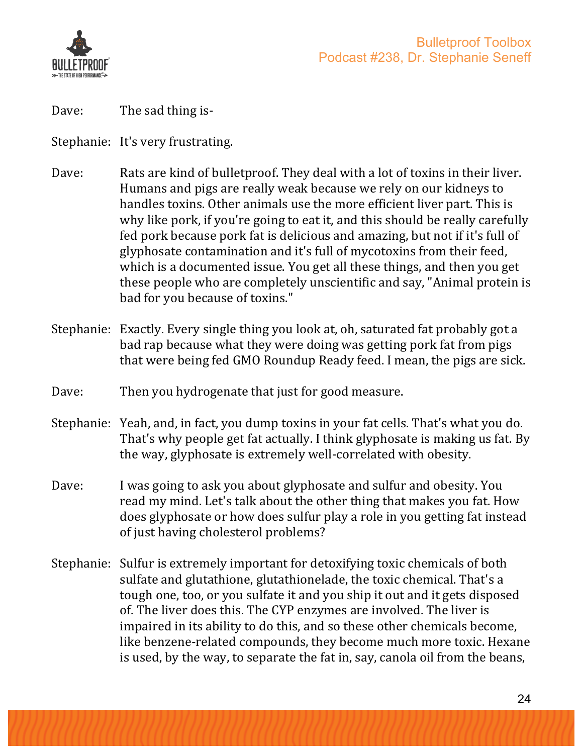Dave: The sad thing is-

Stephanie: It's very frustrating.

Dave: Rats are kind of bulletproof. They deal with a lot of toxins in their liver. Humans and pigs are really weak because we rely on our kidneys to handles toxins. Other animals use the more efficient liver part. This is why like pork, if you're going to eat it, and this should be really carefully fed pork because pork fat is delicious and amazing, but not if it's full of glyphosate contamination and it's full of mycotoxins from their feed, which is a documented issue. You get all these things, and then you get these people who are completely unscientific and say, "Animal protein is bad for you because of toxins."

Stephanie: Exactly. Every single thing you look at, oh, saturated fat probably got a bad rap because what they were doing was getting pork fat from pigs that were being fed GMO Roundup Ready feed. I mean, the pigs are sick.

Dave: Then you hydrogenate that just for good measure.

Stephanie: Yeah, and, in fact, you dump toxins in your fat cells. That's what you do. That's why people get fat actually. I think glyphosate is making us fat. By the way, glyphosate is extremely well-correlated with obesity.

Dave: I was going to ask you about glyphosate and sulfur and obesity. You read my mind. Let's talk about the other thing that makes you fat. How does glyphosate or how does sulfur play a role in you getting fat instead of just having cholesterol problems?

Stephanie: Sulfur is extremely important for detoxifying toxic chemicals of both sulfate and glutathione, glutathionelade, the toxic chemical. That's a tough one, too, or you sulfate it and you ship it out and it gets disposed of. The liver does this. The CYP enzymes are involved. The liver is impaired in its ability to do this, and so these other chemicals become, like benzene-related compounds, they become much more toxic. Hexane is used, by the way, to separate the fat in, say, canola oil from the beans,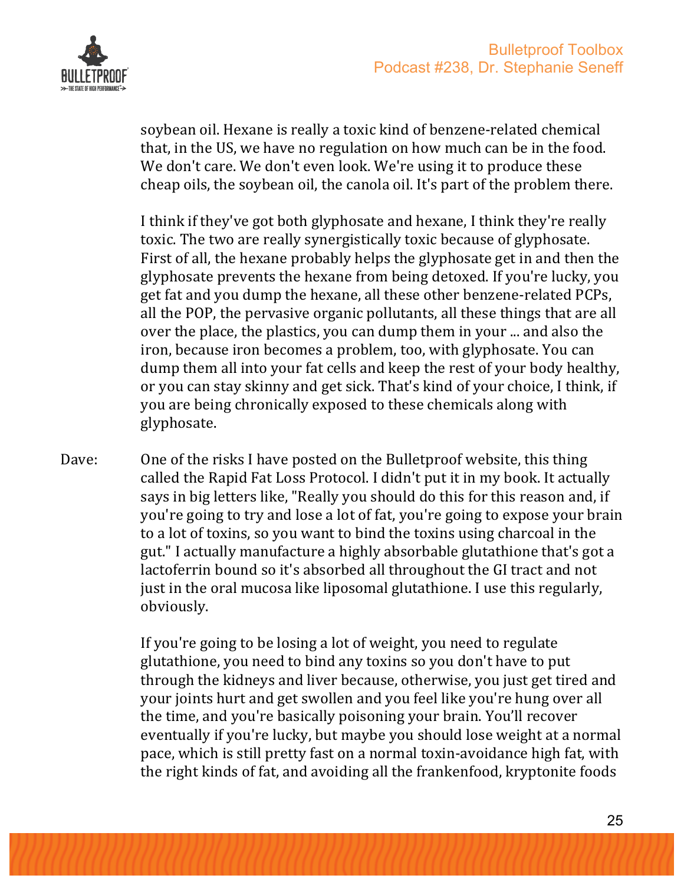soybean oil. Hexane is really a toxic kind of benzene-related chemical that, in the US, we have no regulation on how much can be in the food. We don't care. We don't even look. We're using it to produce these cheap oils, the soybean oil, the canola oil. It's part of the problem there.

I think if they've got both glyphosate and hexane, I think they're really toxic. The two are really synergistically toxic because of glyphosate. First of all, the hexane probably helps the glyphosate get in and then the glyphosate prevents the hexane from being detoxed. If you're lucky, you get fat and you dump the hexane, all these other benzene-related PCPs, all the POP, the pervasive organic pollutants, all these things that are all over the place, the plastics, you can dump them in your ... and also the iron, because iron becomes a problem, too, with glyphosate. You can dump them all into your fat cells and keep the rest of your body healthy, or you can stay skinny and get sick. That's kind of your choice, I think, if you are being chronically exposed to these chemicals along with glyphosate.

Dave: One of the risks I have posted on the Bulletproof website, this thing called the Rapid Fat Loss Protocol. I didn't put it in my book. It actually says in big letters like, "Really you should do this for this reason and, if you're going to try and lose a lot of fat, you're going to expose your brain to a lot of toxins, so you want to bind the toxins using charcoal in the gut." I actually manufacture a highly absorbable glutathione that's got a lactoferrin bound so it's absorbed all throughout the GI tract and not just in the oral mucosa like liposomal glutathione. I use this regularly, obviously.

If you're going to be losing a lot of weight, you need to regulate glutathione, you need to bind any toxins so you don't have to put through the kidneys and liver because, otherwise, you just get tired and your joints hurt and get swollen and you feel like you're hung over all the time, and you're basically poisoning your brain. You'll recover eventually if you're lucky, but maybe you should lose weight at a normal pace, which is still pretty fast on a normal toxin-avoidance high fat, with the right kinds of fat, and avoiding all the frankenfood, kryptonite foods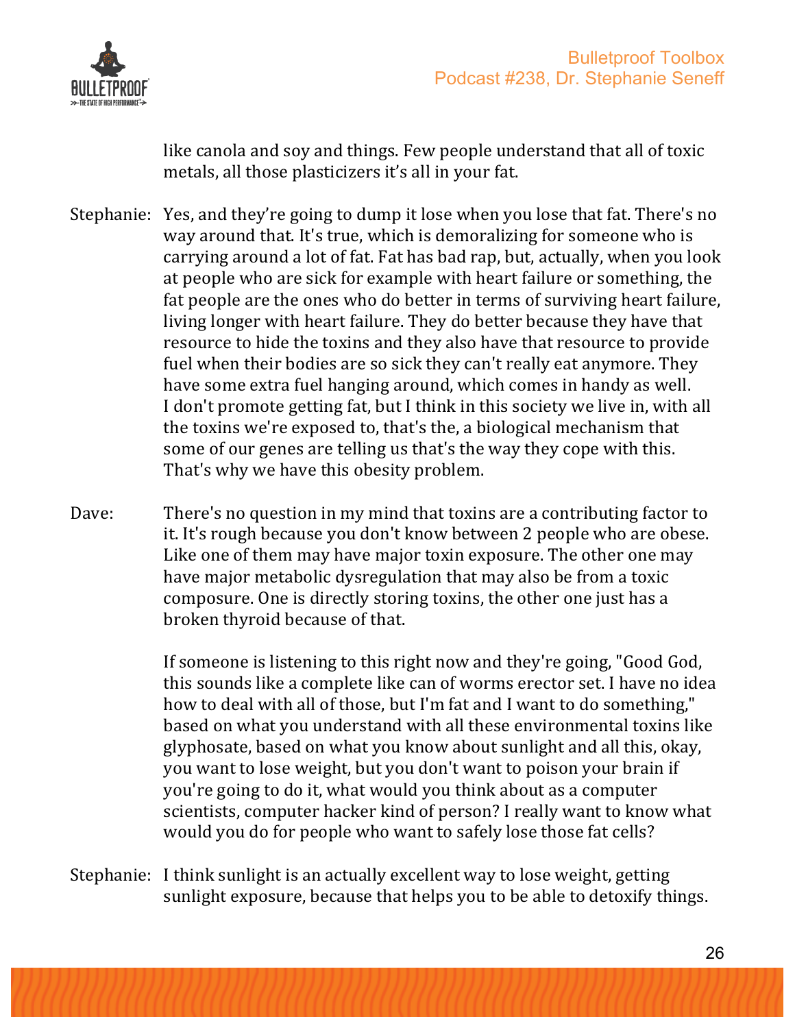like canola and soy and things. Few people understand that all of toxic metals, all those plasticizers it's all in your fat.

Stephanie: Yes, and they're going to dump it lose when you lose that fat. There's no way around that. It's true, which is demoralizing for someone who is carrying around a lot of fat. Fat has bad rap, but, actually, when you look at people who are sick for example with heart failure or something, the fat people are the ones who do better in terms of surviving heart failure, living longer with heart failure. They do better because they have that resource to hide the toxins and they also have that resource to provide fuel when their bodies are so sick they can't really eat anymore. They have some extra fuel hanging around, which comes in handy as well. I don't promote getting fat, but I think in this society we live in, with all the toxins we're exposed to, that's the, a biological mechanism that some of our genes are telling us that's the way they cope with this. That's why we have this obesity problem.

Dave: There's no question in my mind that toxins are a contributing factor to it. It's rough because you don't know between 2 people who are obese. Like one of them may have major toxin exposure. The other one may have major metabolic dysregulation that may also be from a toxic composure. One is directly storing toxins, the other one just has a broken thyroid because of that.

If someone is listening to this right now and they're going, "Good God, this sounds like a complete like can of worms erector set. I have no idea how to deal with all of those, but I'm fat and I want to do something," based on what you understand with all these environmental toxins like glyphosate, based on what you know about sunlight and all this, okay, you want to lose weight, but you don't want to poison your brain if you're going to do it, what would you think about as a computer scientists, computer hacker kind of person? I really want to know what would you do for people who want to safely lose those fat cells?

Stephanie: I think sunlight is an actually excellent way to lose weight, getting sunlight exposure, because that helps you to be able to detoxify things.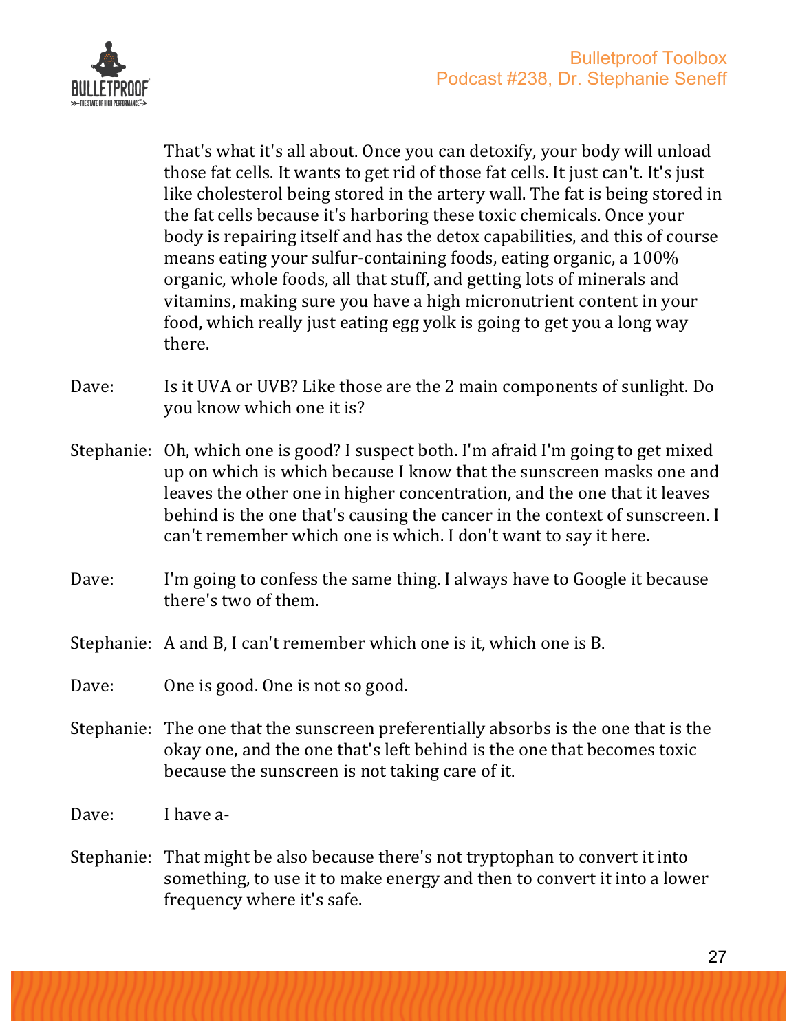That's what it's all about. Once you can detoxify, your body will unload those fat cells. It wants to get rid of those fat cells. It just can't. It's just like cholesterol being stored in the artery wall. The fat is being stored in the fat cells because it's harboring these toxic chemicals. Once your body is repairing itself and has the detox capabilities, and this of course means eating your sulfur-containing foods, eating organic, a 100% organic, whole foods, all that stuff, and getting lots of minerals and vitamins, making sure you have a high micronutrient content in your food, which really just eating egg yolk is going to get you a long way there.

Dave: Is it UVA or UVB? Like those are the 2 main components of sunlight. Do you know which one it is?

Stephanie: Oh, which one is good? I suspect both. I'm afraid I'm going to get mixed up on which is which because I know that the sunscreen masks one and leaves the other one in higher concentration, and the one that it leaves behind is the one that's causing the cancer in the context of sunscreen. I can't remember which one is which. I don't want to say it here.

Dave: I'm going to confess the same thing. I always have to Google it because there's two of them.

Stephanie: A and B, I can't remember which one is it, which one is B.

Dave: One is good. One is not so good.

Stephanie: The one that the sunscreen preferentially absorbs is the one that is the okay one, and the one that's left behind is the one that becomes toxic because the sunscreen is not taking care of it.

Dave: I have a-

Stephanie: That might be also because there's not tryptophan to convert it into something, to use it to make energy and then to convert it into a lower frequency where it's safe.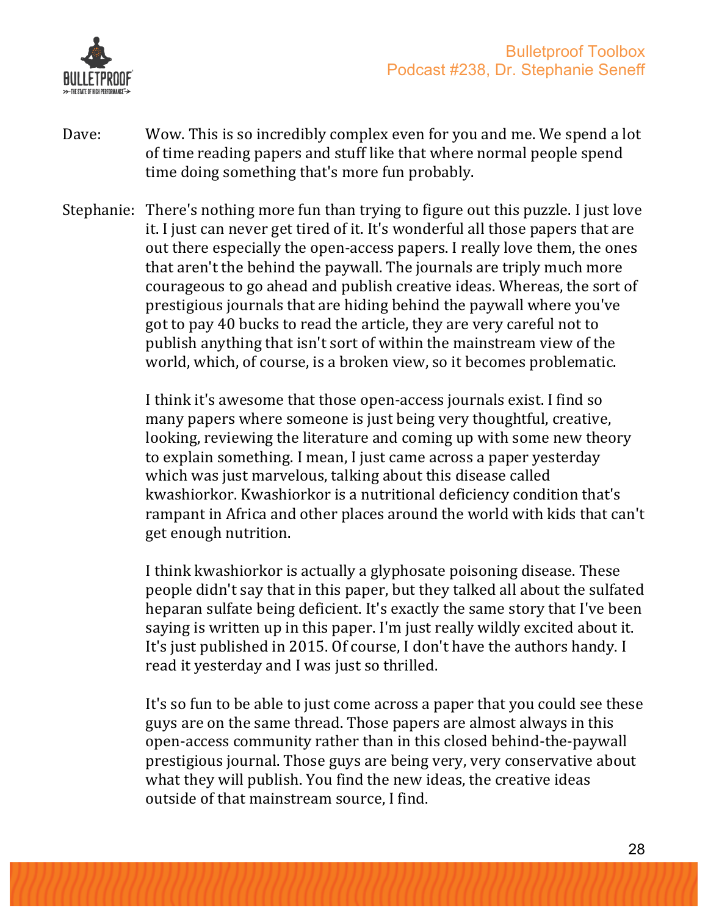Dave: Wow. This is so incredibly complex even for you and me. We spend a lot of time reading papers and stuff like that where normal people spend time doing something that's more fun probably.

Stephanie: There's nothing more fun than trying to figure out this puzzle. I just love it. I just can never get tired of it. It's wonderful all those papers that are out there especially the open-access papers. I really love them, the ones that aren't the behind the paywall. The journals are triply much more courageous to go ahead and publish creative ideas. Whereas, the sort of prestigious journals that are hiding behind the paywall where you've got to pay 40 bucks to read the article, they are very careful not to publish anything that isn't sort of within the mainstream view of the world, which, of course, is a broken view, so it becomes problematic.

I think it's awesome that those open-access journals exist. I find so many papers where someone is just being very thoughtful, creative, looking, reviewing the literature and coming up with some new theory to explain something. I mean, I just came across a paper yesterday which was just marvelous, talking about this disease called kwashiorkor. Kwashiorkor is a nutritional deficiency condition that's rampant in Africa and other places around the world with kids that can't get enough nutrition.

I think kwashiorkor is actually a glyphosate poisoning disease. These people didn't say that in this paper, but they talked all about the sulfated heparan sulfate being deficient. It's exactly the same story that I've been saying is written up in this paper. I'm just really wildly excited about it. It's just published in 2015. Of course, I don't have the authors handy. I read it yesterday and I was just so thrilled.

It's so fun to be able to just come across a paper that you could see these guys are on the same thread. Those papers are almost always in this open-access community rather than in this closed behind-the-paywall prestigious journal. Those guys are being very, very conservative about what they will publish. You find the new ideas, the creative ideas outside of that mainstream source, I find.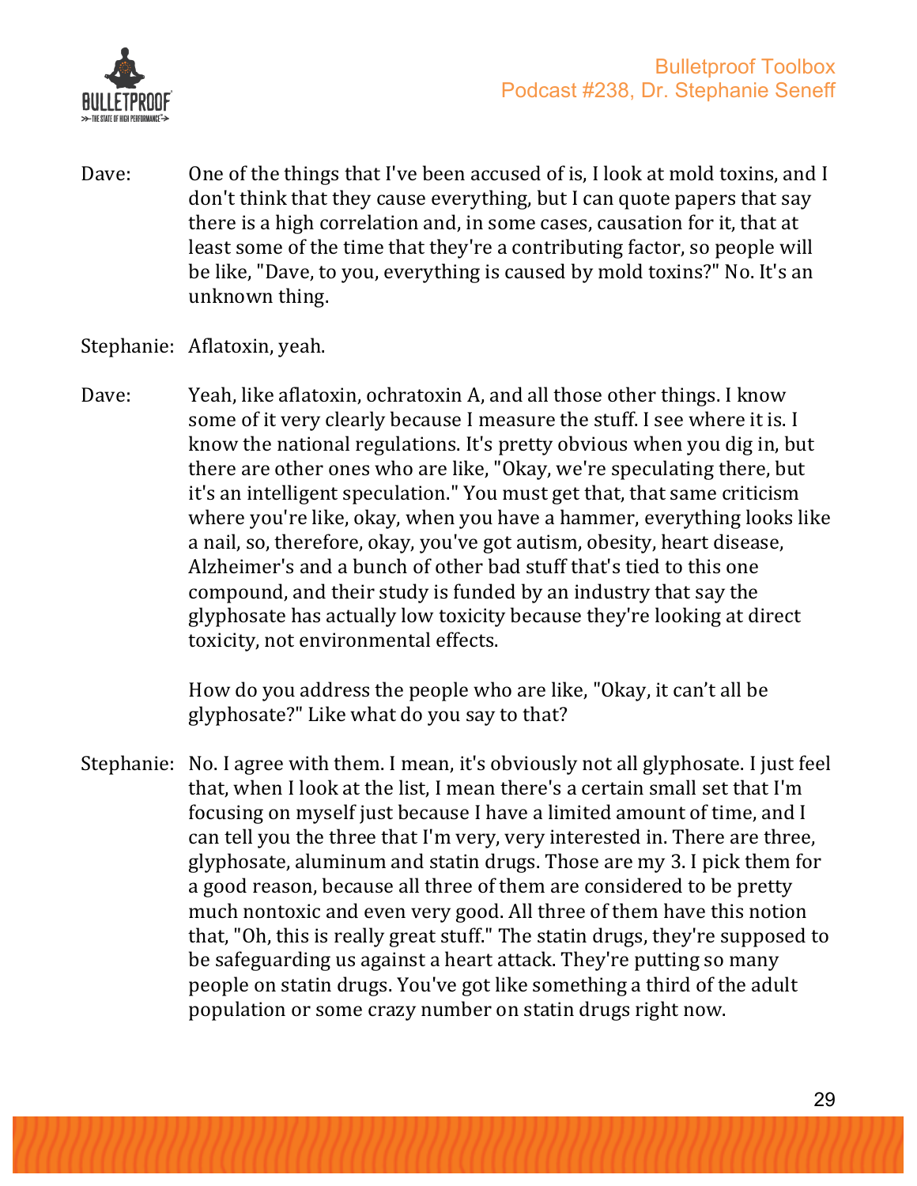Dave: One of the things that I've been accused of is, I look at mold toxins, and I don't think that they cause everything, but I can quote papers that say there is a high correlation and, in some cases, causation for it, that at least some of the time that they're a contributing factor, so people will be like, "Dave, to you, everything is caused by mold toxins?" No. It's an unknown thing.

Stephanie: Aflatoxin, yeah.

Dave: Yeah, like aflatoxin, ochratoxin A, and all those other things. I know some of it very clearly because I measure the stuff. I see where it is. I know the national regulations. It's pretty obvious when you dig in, but there are other ones who are like, "Okay, we're speculating there, but it's an intelligent speculation." You must get that, that same criticism where you're like, okay, when you have a hammer, everything looks like a nail, so, therefore, okay, you've got autism, obesity, heart disease, Alzheimer's and a bunch of other bad stuff that's tied to this one compound, and their study is funded by an industry that say the glyphosate has actually low toxicity because they're looking at direct toxicity, not environmental effects.

How do you address the people who are like, "Okay, it can't all be glyphosate?" Like what do you say to that?

Stephanie: No. I agree with them. I mean, it's obviously not all glyphosate. I just feel that, when I look at the list, I mean there's a certain small set that I'm focusing on myself just because I have a limited amount of time, and I can tell you the three that I'm very, very interested in. There are three, glyphosate, aluminum and statin drugs. Those are my 3. I pick them for a good reason, because all three of them are considered to be pretty much nontoxic and even very good. All three of them have this notion that, "Oh, this is really great stuff." The statin drugs, they're supposed to be safeguarding us against a heart attack. They're putting so many people on statin drugs. You've got like something a third of the adult population or some crazy number on statin drugs right now.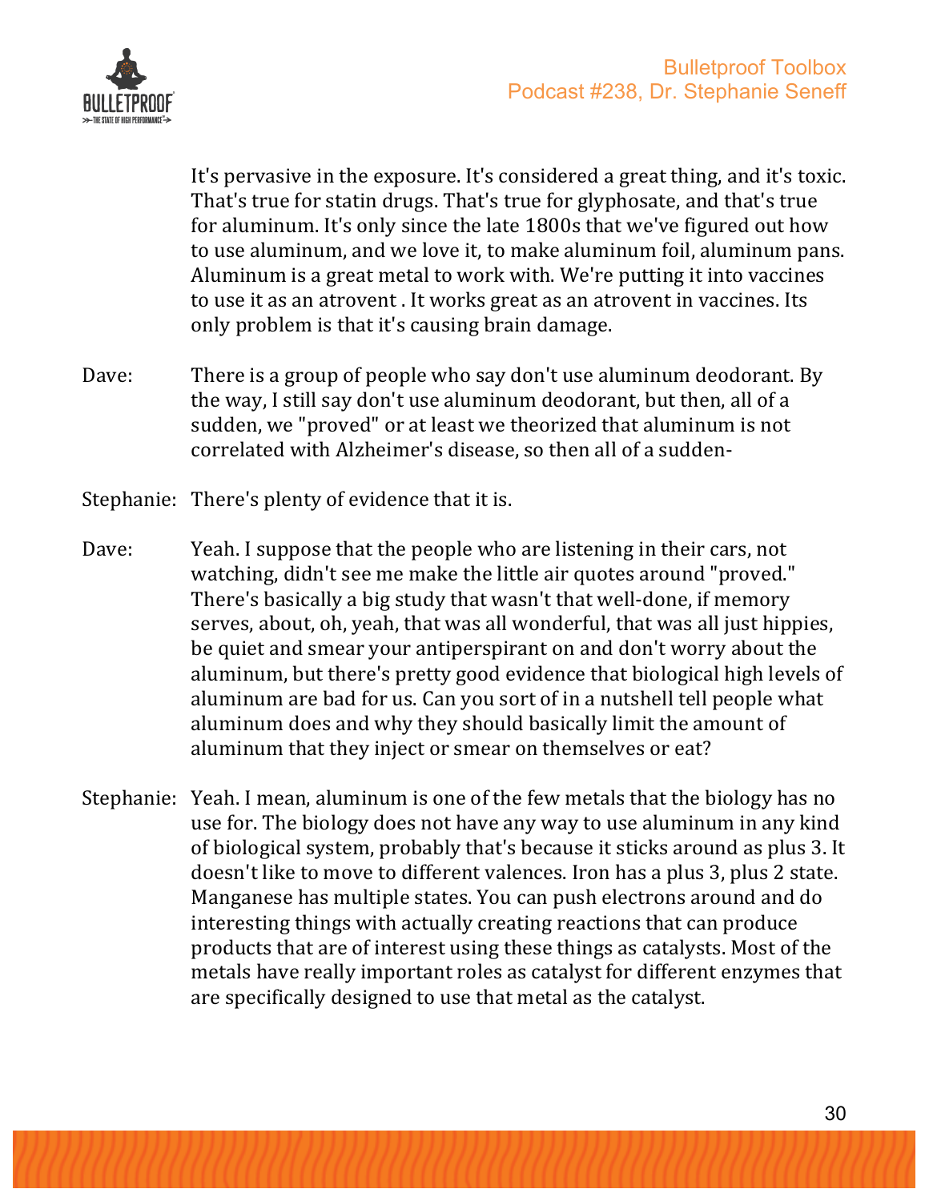It's pervasive in the exposure. It's considered a great thing, and it's toxic. That's true for statin drugs. That's true for glyphosate, and that's true for aluminum. It's only since the late 1800s that we've figured out how to use aluminum, and we love it, to make aluminum foil, aluminum pans. Aluminum is a great metal to work with. We're putting it into vaccines to use it as an atrovent . It works great as an atrovent in vaccines. Its only problem is that it's causing brain damage.

Dave: There is a group of people who say don't use aluminum deodorant. By the way, I still say don't use aluminum deodorant, but then, all of a sudden, we "proved" or at least we theorized that aluminum is not correlated with Alzheimer's disease, so then all of a sudden-

Stephanie: There's plenty of evidence that it is.

Dave: Yeah. I suppose that the people who are listening in their cars, not watching, didn't see me make the little air quotes around "proved." There's basically a big study that wasn't that well-done, if memory serves, about, oh, yeah, that was all wonderful, that was all just hippies, be quiet and smear your antiperspirant on and don't worry about the aluminum, but there's pretty good evidence that biological high levels of aluminum are bad for us. Can you sort of in a nutshell tell people what aluminum does and why they should basically limit the amount of aluminum that they inject or smear on themselves or eat?

Stephanie: Yeah. I mean, aluminum is one of the few metals that the biology has no use for. The biology does not have any way to use aluminum in any kind of biological system, probably that's because it sticks around as plus 3. It doesn't like to move to different valences. Iron has a plus 3, plus 2 state. Manganese has multiple states. You can push electrons around and do interesting things with actually creating reactions that can produce products that are of interest using these things as catalysts. Most of the metals have really important roles as catalyst for different enzymes that are specifically designed to use that metal as the catalyst.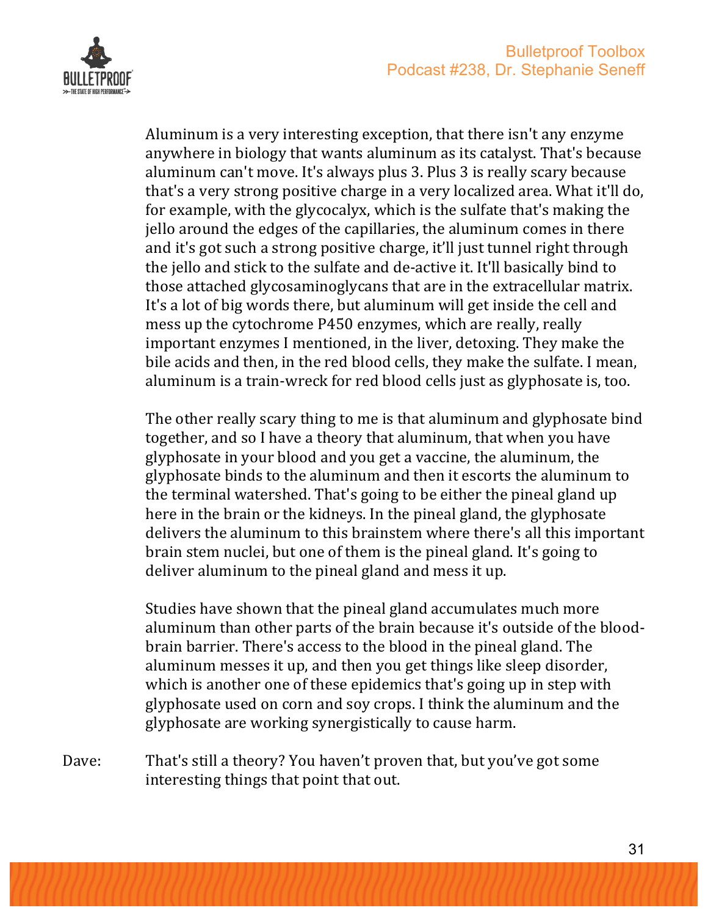Aluminum is a very interesting exception, that there isn't any enzyme anywhere in biology that wants aluminum as its catalyst. That's because aluminum can't move. It's always plus 3. Plus 3 is really scary because that's a very strong positive charge in a very localized area. What it'll do, for example, with the glycocalyx, which is the sulfate that's making the jello around the edges of the capillaries, the aluminum comes in there and it's got such a strong positive charge, it'll just tunnel right through the jello and stick to the sulfate and de-active it. It'll basically bind to those attached glycosaminoglycans that are in the extracellular matrix. It's a lot of big words there, but aluminum will get inside the cell and mess up the cytochrome P450 enzymes, which are really, really important enzymes I mentioned, in the liver, detoxing. They make the bile acids and then, in the red blood cells, they make the sulfate. I mean, aluminum is a train-wreck for red blood cells just as glyphosate is, too.

The other really scary thing to me is that aluminum and glyphosate bind together, and so I have a theory that aluminum, that when you have glyphosate in your blood and you get a vaccine, the aluminum, the glyphosate binds to the aluminum and then it escorts the aluminum to the terminal watershed. That's going to be either the pineal gland up here in the brain or the kidneys. In the pineal gland, the glyphosate delivers the aluminum to this brainstem where there's all this important brain stem nuclei, but one of them is the pineal gland. It's going to deliver aluminum to the pineal gland and mess it up.

Studies have shown that the pineal gland accumulates much more aluminum than other parts of the brain because it's outside of the blood-brain barrier. There's access to the blood in the pineal gland. The aluminum messes it up, and then you get things like sleep disorder, which is another one of these epidemics that's going up in step with glyphosate used on corn and soy crops. I think the aluminum and the glyphosate are working synergistically to cause harm.

Dave: That's still a theory? You haven't proven that, but you've got some interesting things that point that out.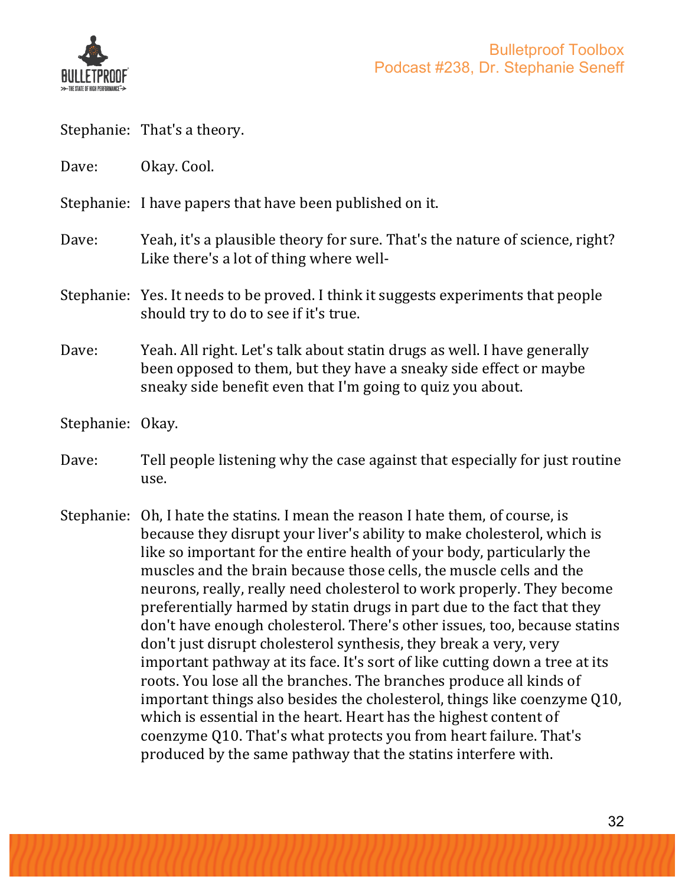Stephanie: That's a theory.

Dave: Okay. Cool.

Stephanie: I have papers that have been published on it.

Dave: Yeah, it's a plausible theory for sure. That's the nature of science, right? Like there's a lot of thing where well-

Stephanie: Yes. It needs to be proved. I think it suggests experiments that people should try to do to see if it's true.

Dave: Yeah. All right. Let's talk about statin drugs as well. I have generally been opposed to them, but they have a sneaky side effect or maybe sneaky side benefit even that I'm going to quiz you about.

Stephanie: Okay.

Dave: Tell people listening why the case against that especially for just routine use.

Stephanie: Oh, I hate the statins. I mean the reason I hate them, of course, is because they disrupt your liver's ability to make cholesterol, which is like so important for the entire health of your body, particularly the muscles and the brain because those cells, the muscle cells and the neurons, really, really need cholesterol to work properly. They become preferentially harmed by statin drugs in part due to the fact that they don't have enough cholesterol. There's other issues, too, because statins don't just disrupt cholesterol synthesis, they break a very, very important pathway at its face. It's sort of like cutting down a tree at its roots. You lose all the branches. The branches produce all kinds of important things also besides the cholesterol, things like coenzyme Q10, which is essential in the heart. Heart has the highest content of coenzyme Q10. That's what protects you from heart failure. That's produced by the same pathway that the statins interfere with.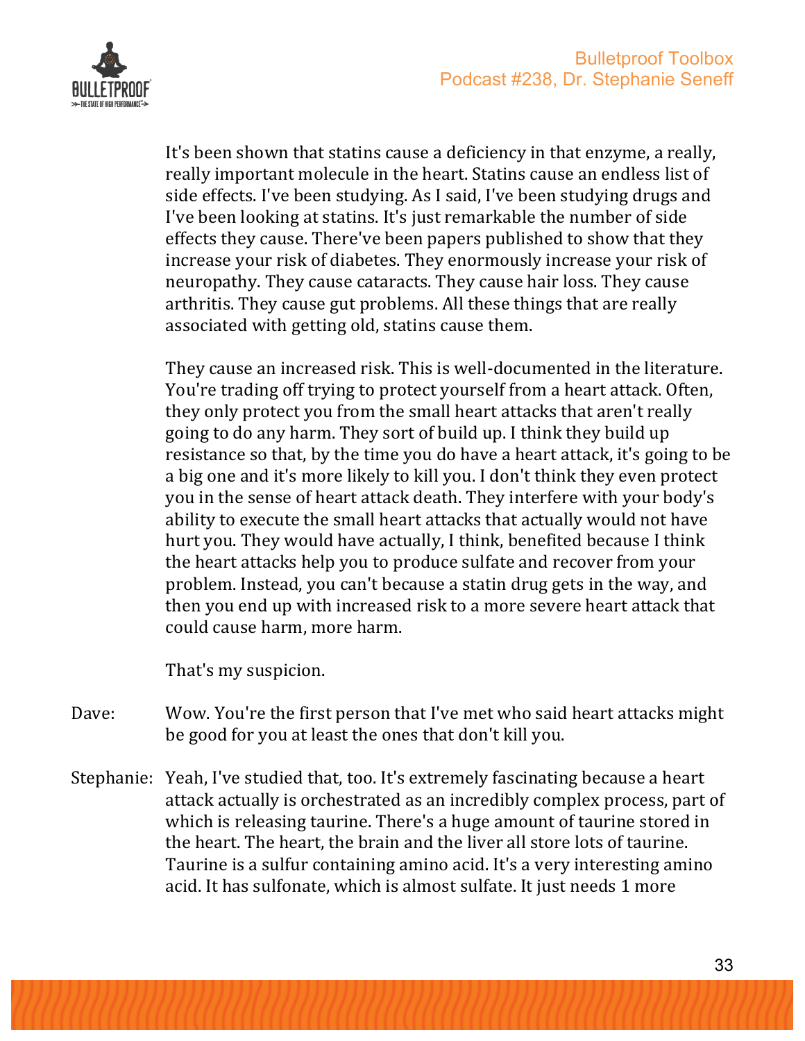It's been shown that statins cause a deficiency in that enzyme, a really, really important molecule in the heart. Statins cause an endless list of side effects. I've been studying. As I said, I've been studying drugs and I've been looking at statins. It's just remarkable the number of side effects they cause. There've been papers published to show that they increase your risk of diabetes. They enormously increase your risk of neuropathy. They cause cataracts. They cause hair loss. They cause arthritis. They cause gut problems. All these things that are really associated with getting old, statins cause them.

They cause an increased risk. This is well-documented in the literature. You're trading off trying to protect yourself from a heart attack. Often, they only protect you from the small heart attacks that aren't really going to do any harm. They sort of build up. I think they build up resistance so that, by the time you do have a heart attack, it's going to be a big one and it's more likely to kill you. I don't think they even protect you in the sense of heart attack death. They interfere with your body's ability to execute the small heart attacks that actually would not have hurt you. They would have actually, I think, benefited because I think the heart attacks help you to produce sulfate and recover from your problem. Instead, you can't because a statin drug gets in the way, and then you end up with increased risk to a more severe heart attack that could cause harm, more harm.

That's my suspicion.

Dave: Wow. You're the first person that I've met who said heart attacks might be good for you at least the ones that don't kill you.

Stephanie: Yeah, I've studied that, too. It's extremely fascinating because a heart attack actually is orchestrated as an incredibly complex process, part of which is releasing taurine. There's a huge amount of taurine stored in the heart. The heart, the brain and the liver all store lots of taurine. Taurine is a sulfur containing amino acid. It's a very interesting amino acid. It has sulfonate, which is almost sulfate. It just needs 1 more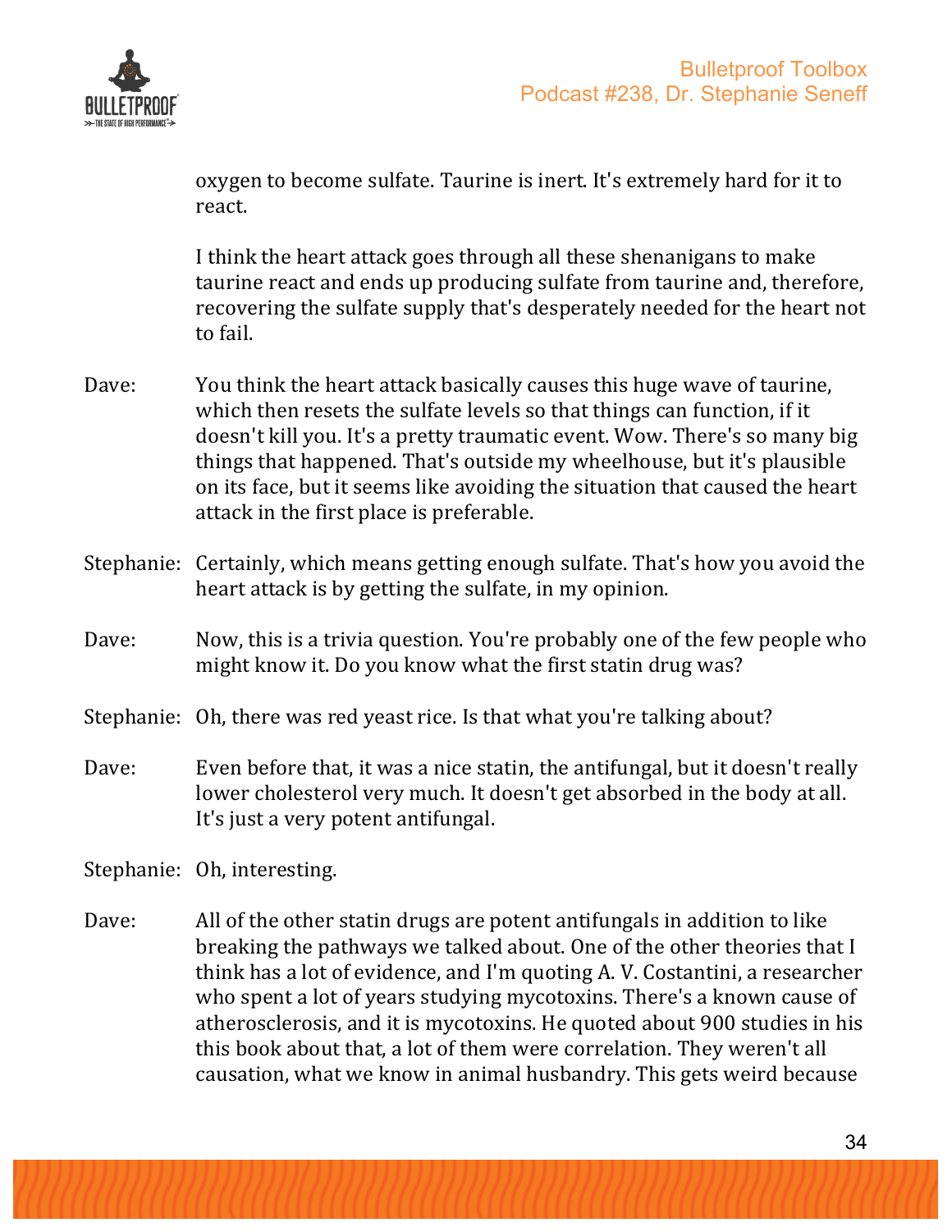oxygen to become sulfate. Taurine is inert. It's extremely hard for it to react.

I think the heart attack goes through all these shenanigans to make taurine react and ends up producing sulfate from taurine and, therefore, recovering the sulfate supply that's desperately needed for the heart not to fail.

Dave: You think the heart attack basically causes this huge wave of taurine, which then resets the sulfate levels so that things can function, if it doesn't kill you. It's a pretty traumatic event. Wow. There's so many big things that happened. That's outside my wheelhouse, but it's plausible on its face, but it seems like avoiding the situation that caused the heart attack in the first place is preferable.

Stephanie: Certainly, which means getting enough sulfate. That's how you avoid the heart attack is by getting the sulfate, in my opinion.

Dave: Now, this is a trivia question. You're probably one of the few people who might know it. Do you know what the first statin drug was?

Stephanie: Oh, there was red yeast rice. Is that what you're talking about?

Dave: Even before that, it was a nice statin, the antifungal, but it doesn't really lower cholesterol very much. It doesn't get absorbed in the body at all. It's just a very potent antifungal.

Stephanie: Oh, interesting.

Dave: All of the other statin drugs are potent antifungals in addition to like breaking the pathways we talked about. One of the other theories that I think has a lot of evidence, and I'm quoting A. V. Costantini, a researcher who spent a lot of years studying mycotoxins. There's a known cause of atherosclerosis, and it is mycotoxins. He quoted about 900 studies in his this book about that, a lot of them were correlation. They weren't all causation, what we know in animal husbandry. This gets weird because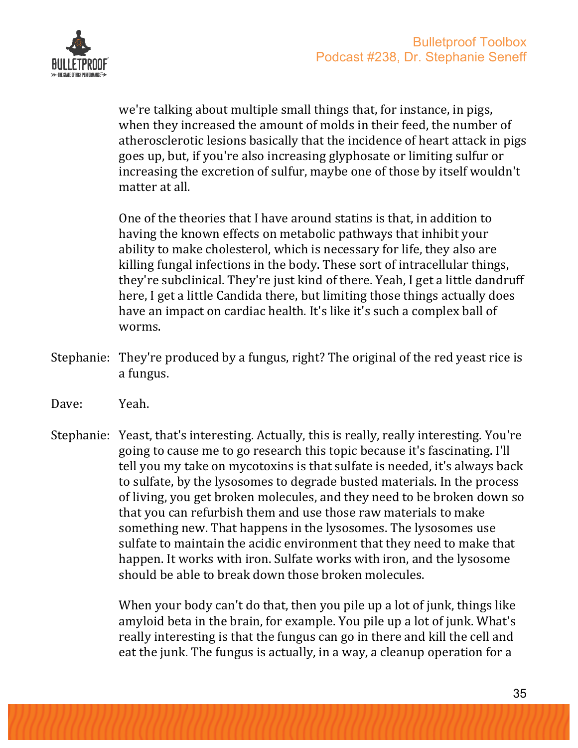we're talking about multiple small things that, for instance, in pigs, when they increased the amount of molds in their feed, the number of atherosclerotic lesions basically that the incidence of heart attack in pigs goes up, but, if you're also increasing glyphosate or limiting sulfur or increasing the excretion of sulfur, maybe one of those by itself wouldn't matter at all.

One of the theories that I have around statins is that, in addition to having the known effects on metabolic pathways that inhibit your ability to make cholesterol, which is necessary for life, they also are killing fungal infections in the body. These sort of intracellular things, they're subclinical. They're just kind of there. Yeah, I get a little dandruff here, I get a little Candida there, but limiting those things actually does have an impact on cardiac health. It's like it's such a complex ball of worms.

Stephanie: They're produced by a fungus, right? The original of the red yeast rice is a fungus.

Dave: Yeah.

Stephanie: Yeast, that's interesting. Actually, this is really, really interesting. You're going to cause me to go research this topic because it's fascinating. I'll tell you my take on mycotoxins is that sulfate is needed, it's always back to sulfate, by the lysosomes to degrade busted materials. In the process of living, you get broken molecules, and they need to be broken down so that you can refurbish them and use those raw materials to make something new. That happens in the lysosomes. The lysosomes use sulfate to maintain the acidic environment that they need to make that happen. It works with iron. Sulfate works with iron, and the lysosome should be able to break down those broken molecules.

When your body can't do that, then you pile up a lot of junk, things like amyloid beta in the brain, for example. You pile up a lot of junk. What's really interesting is that the fungus can go in there and kill the cell and eat the junk. The fungus is actually, in a way, a cleanup operation for a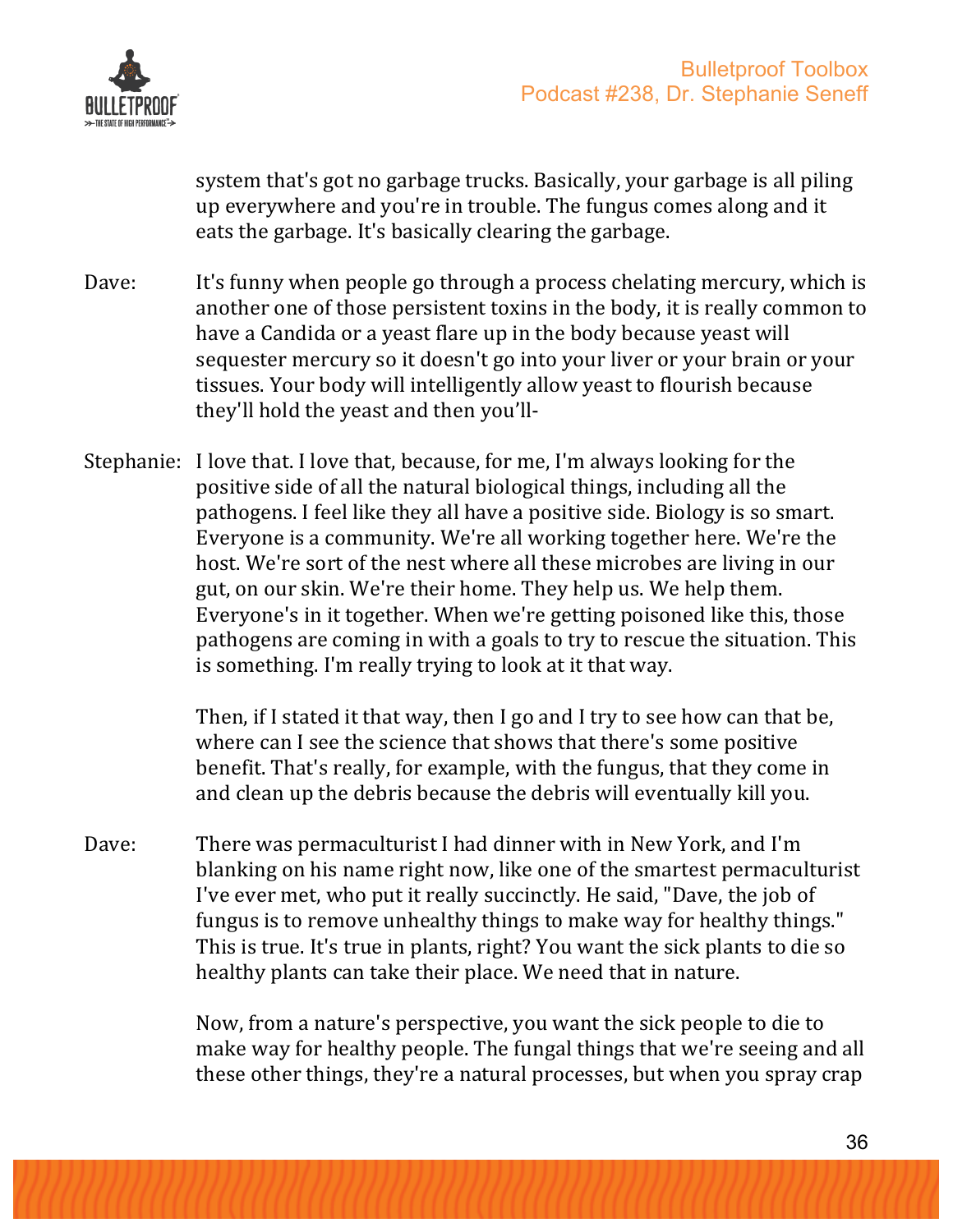system that's got no garbage trucks. Basically, your garbage is all piling up everywhere and you're in trouble. The fungus comes along and it eats the garbage. It's basically clearing the garbage.

Dave: It's funny when people go through a process chelating mercury, which is another one of those persistent toxins in the body, it is really common to have a Candida or a yeast flare up in the body because yeast will sequester mercury so it doesn't go into your liver or your brain or your tissues. Your body will intelligently allow yeast to flourish because they'll hold the yeast and then you'll-

Stephanie: I love that. I love that, because, for me, I'm always looking for the positive side of all the natural biological things, including all the pathogens. I feel like they all have a positive side. Biology is so smart. Everyone is a community. We're all working together here. We're the host. We're sort of the nest where all these microbes are living in our gut, on our skin. We're their home. They help us. We help them. Everyone's in it together. When we're getting poisoned like this, those pathogens are coming in with a goals to try to rescue the situation. This is something. I'm really trying to look at it that way.

Then, if I stated it that way, then I go and I try to see how can that be, where can I see the science that shows that there's some positive benefit. That's really, for example, with the fungus, that they come in and clean up the debris because the debris will eventually kill you.

Dave: There was permaculturist I had dinner with in New York, and I'm blanking on his name right now, like one of the smartest permaculturist I've ever met, who put it really succinctly. He said, "Dave, the job of fungus is to remove unhealthy things to make way for healthy things." This is true. It's true in plants, right? You want the sick plants to die so healthy plants can take their place. We need that in nature.

Now, from a nature's perspective, you want the sick people to die to make way for healthy people. The fungal things that we're seeing and all these other things, they're a natural processes, but when you spray crap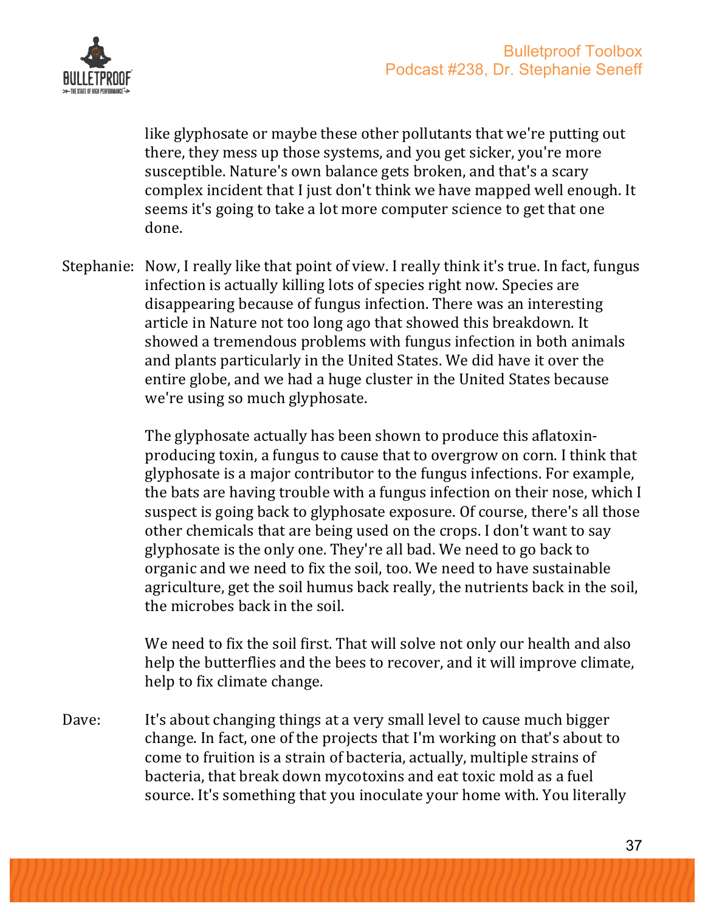like glyphosate or maybe these other pollutants that we're putting out there, they mess up those systems, and you get sicker, you're more susceptible. Nature's own balance gets broken, and that's a scary complex incident that I just don't think we have mapped well enough. It seems it's going to take a lot more computer science to get that one done.

Stephanie: Now, I really like that point of view. I really think it's true. In fact, fungus infection is actually killing lots of species right now. Species are disappearing because of fungus infection. There was an interesting article in Nature not too long ago that showed this breakdown. It showed a tremendous problems with fungus infection in both animals and plants particularly in the United States. We did have it over the entire globe, and we had a huge cluster in the United States because we're using so much glyphosate.

The glyphosate actually has been shown to produce this aflatoxin-producing toxin, a fungus to cause that to overgrow on corn. I think that glyphosate is a major contributor to the fungus infections. For example, the bats are having trouble with a fungus infection on their nose, which I suspect is going back to glyphosate exposure. Of course, there's all those other chemicals that are being used on the crops. I don't want to say glyphosate is the only one. They're all bad. We need to go back to organic and we need to fix the soil, too. We need to have sustainable agriculture, get the soil humus back really, the nutrients back in the soil, the microbes back in the soil.

We need to fix the soil first. That will solve not only our health and also help the butterflies and the bees to recover, and it will improve climate, help to fix climate change.

Dave: It's about changing things at a very small level to cause much bigger change. In fact, one of the projects that I'm working on that's about to come to fruition is a strain of bacteria, actually, multiple strains of bacteria, that break down mycotoxins and eat toxic mold as a fuel source. It's something that you inoculate your home with. You literally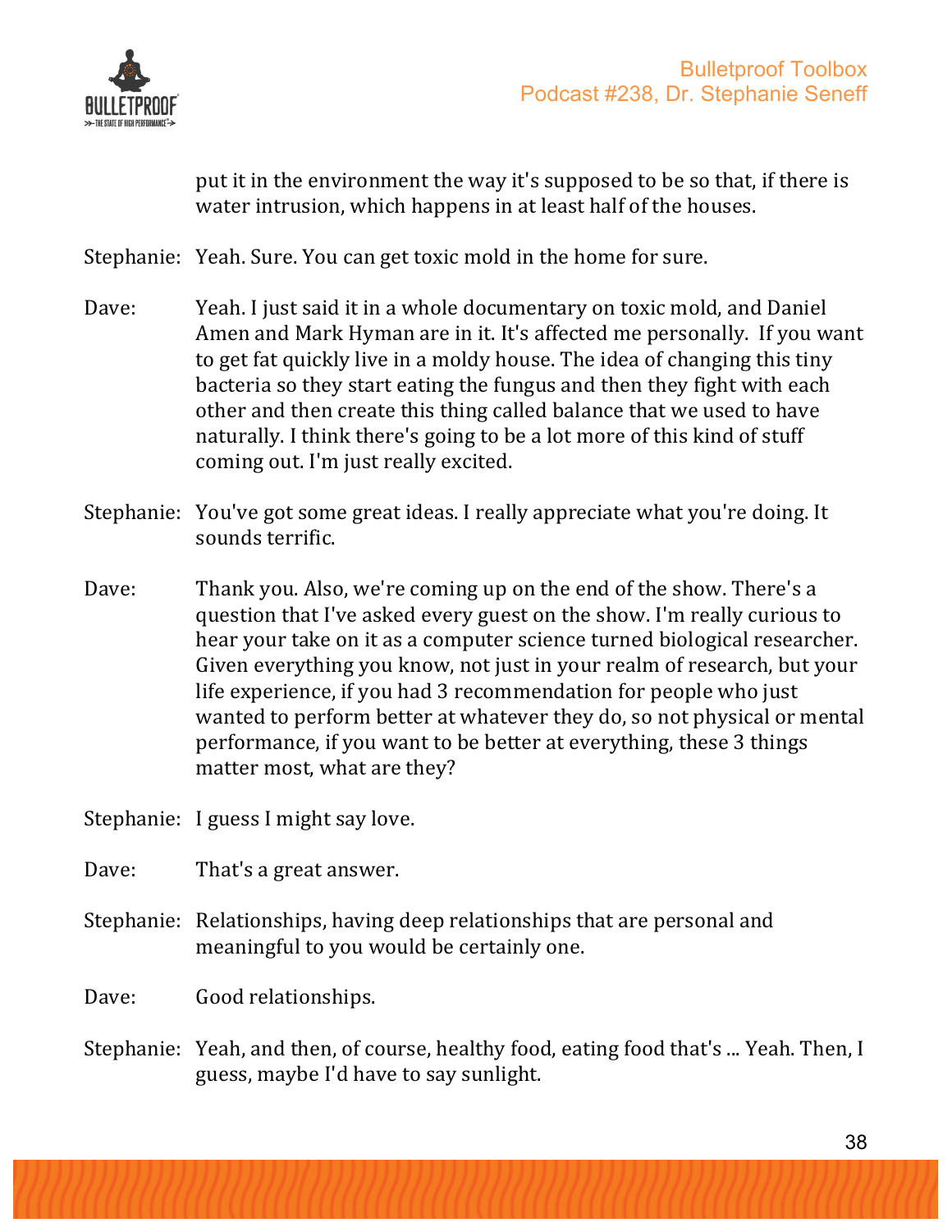put it in the environment the way it's supposed to be so that, if there is water intrusion, which happens in at least half of the houses.

Stephanie: Yeah. Sure. You can get toxic mold in the home for sure.

Dave: Yeah. I just said it in a whole documentary on toxic mold, and Daniel Amen and Mark Hyman are in it. It's affected me personally. If you want to get fat quickly live in a moldy house. The idea of changing this tiny bacteria so they start eating the fungus and then they fight with each other and then create this thing called balance that we used to have naturally. I think there's going to be a lot more of this kind of stuff coming out. I'm just really excited.

Stephanie: You've got some great ideas. I really appreciate what you're doing. It sounds terrific.

Dave: Thank you. Also, we're coming up on the end of the show. There's a question that I've asked every guest on the show. I'm really curious to hear your take on it as a computer science turned biological researcher. Given everything you know, not just in your realm of research, but your life experience, if you had 3 recommendation for people who just wanted to perform better at whatever they do, so not physical or mental performance, if you want to be better at everything, these 3 things matter most, what are they?

Stephanie: I guess I might say love.

Dave: That's a great answer.

Stephanie: Relationships, having deep relationships that are personal and meaningful to you would be certainly one.

Dave: Good relationships.

Stephanie: Yeah, and then, of course, healthy food, eating food that's ... Yeah. Then, I guess, maybe I'd have to say sunlight.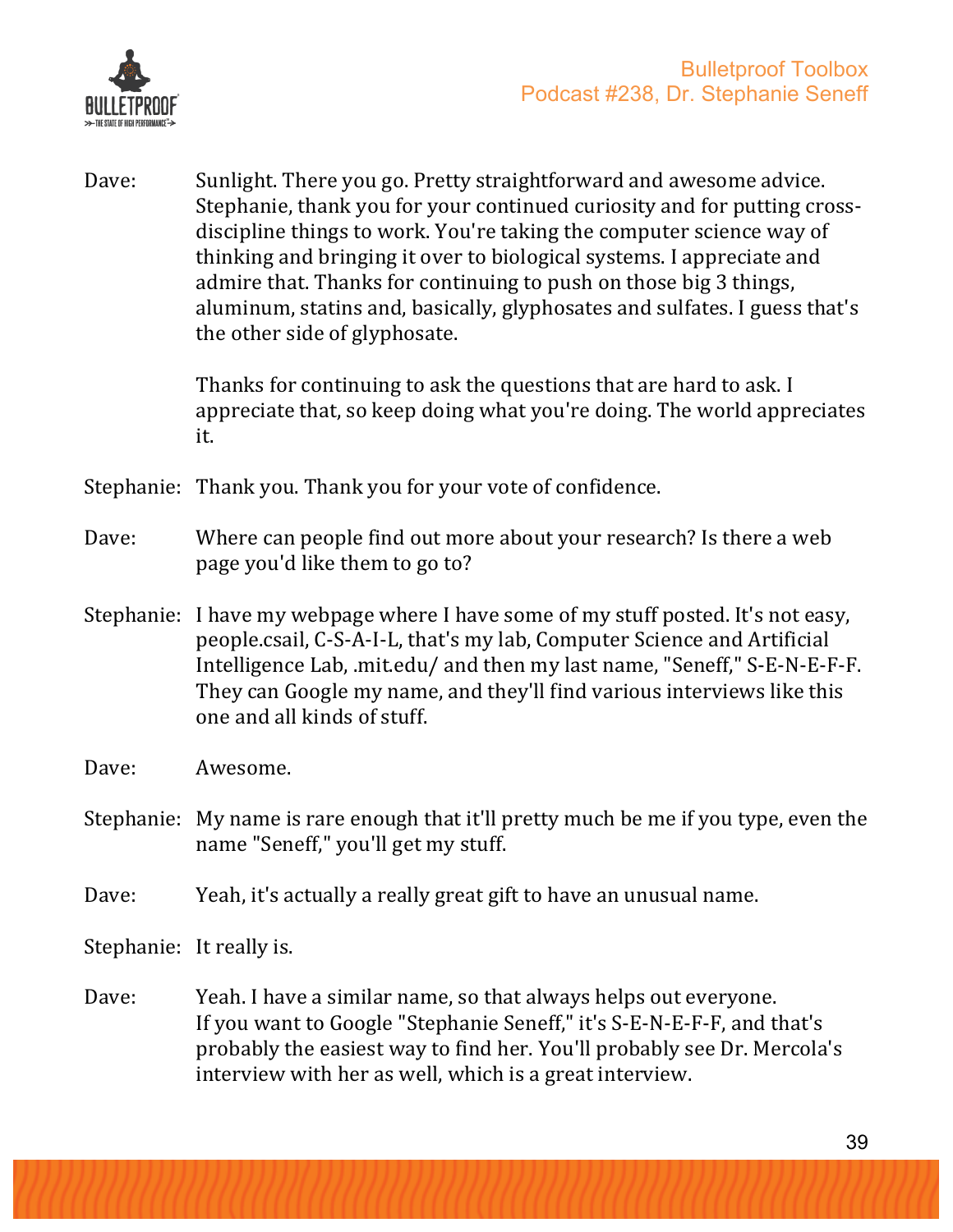Dave: Sunlight. There you go. Pretty straightforward and awesome advice. Stephanie, thank you for your continued curiosity and for putting cross-discipline things to work. You're taking the computer science way of thinking and bringing it over to biological systems. I appreciate and admire that. Thanks for continuing to push on those big 3 things, aluminum, statins and, basically, glyphosates and sulfates. I guess that's the other side of glyphosate.

Thanks for continuing to ask the questions that are hard to ask. I appreciate that, so keep doing what you're doing. The world appreciates it.

Stephanie: Thank you. Thank you for your vote of confidence.

Dave: Where can people find out more about your research? Is there a web page you'd like them to go to?

Stephanie: I have my webpage where I have some of my stuff posted. It's not easy, people.csail, C-S-A-I-L, that's my lab, Computer Science and Artificial Intelligence Lab, .mit.edu/ and then my last name, "Seneff," S-E-N-E-F-F. They can Google my name, and they'll find various interviews like this one and all kinds of stuff.

Dave: Awesome.

Stephanie: My name is rare enough that it'll pretty much be me if you type, even the name "Seneff," you'll get my stuff.

Dave: Yeah, it's actually a really great gift to have an unusual name.

Stephanie: It really is.

Dave: Yeah. I have a similar name, so that always helps out everyone. If you want to Google "Stephanie Seneff," it's S-E-N-E-F-F, and that's probably the easiest way to find her. You'll probably see Dr. Mercola's interview with her as well, which is a great interview.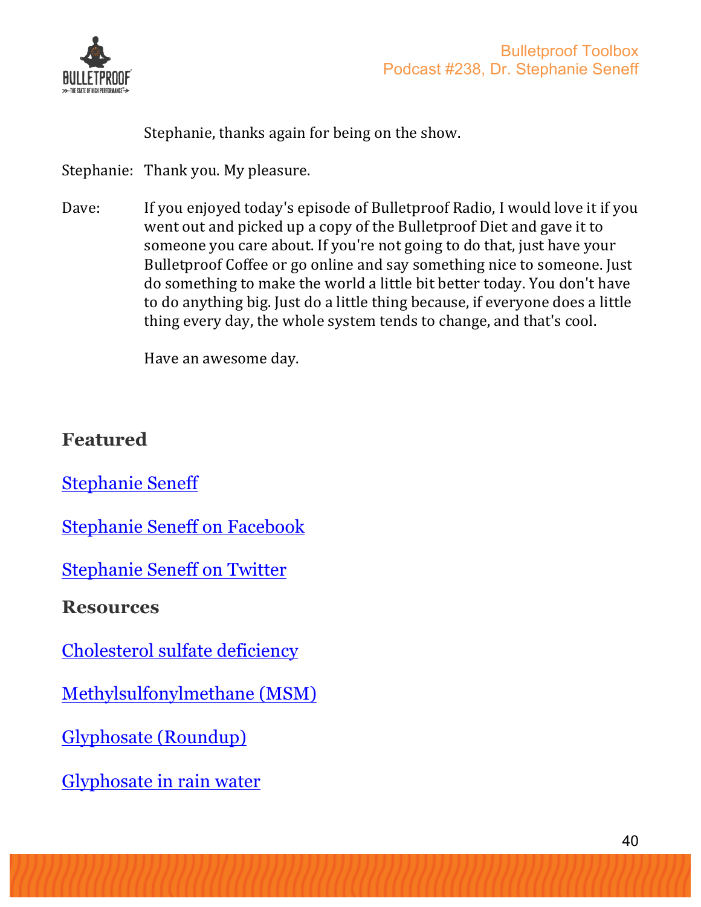Stephanie, thanks again for being on the show.

Stephanie: Thank you. My pleasure.

Dave: If you enjoyed today's episode of Bulletproof Radio, I would love it if you went out and picked up a copy of the Bulletproof Diet and gave it to someone you care about. If you're not going to do that, just have your Bulletproof Coffee or go online and say something nice to someone. Just do something to make the world a little bit better today. You don't have to do anything big. Just do a little thing because, if everyone does a little thing every day, the whole system tends to change, and that's cool.

Have an awesome day.

## Featured

Stephanie Seneff

Stephanie Seneff on Facebook

Stephanie Seneff on Twitter

## Resources

Cholesterol sulfate deficiency

Methylsulfonylmethane (MSM)

Glyphosate (Roundup)

Glyphosate in rain water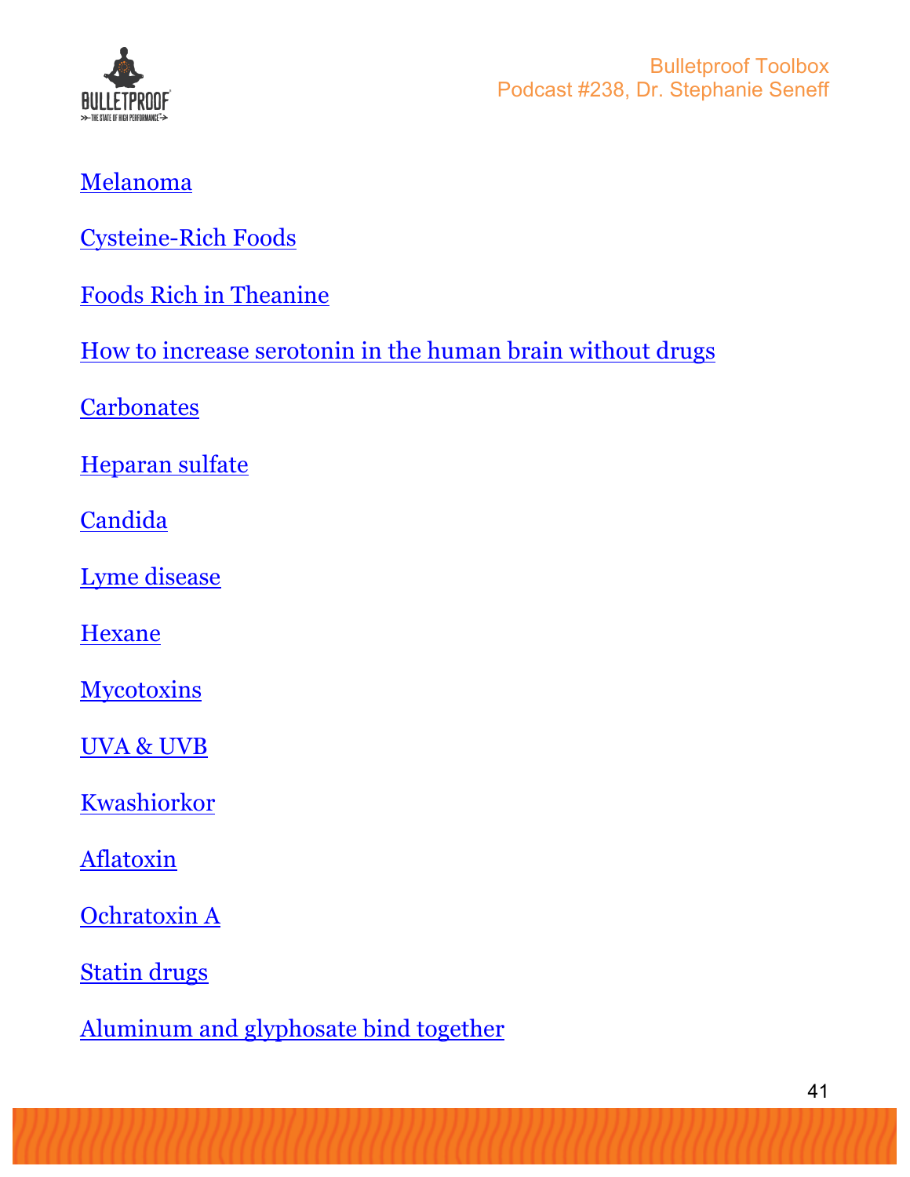Melanoma

Cysteine-Rich Foods

Foods Rich in Theanine

How to increase serotonin in the human brain without drugs

Carbonates

Heparan sulfate

Candida

Lyme disease

Hexane

Mycotoxins

UVA & UVB

Kwashiorkor

Aflatoxin

Ochratoxin A

Statin drugs

Aluminum and glyphosate bind together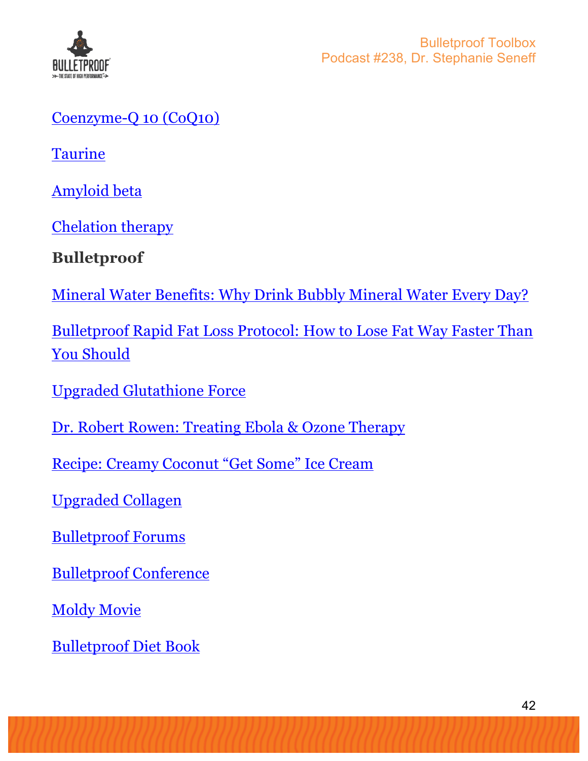Coenzyme-Q 10 (CoQ10)

Taurine

Amyloid beta

Chelation therapy

**Bulletproof**

Mineral Water Benefits: Why Drink Bubbly Mineral Water Every Day?

Bulletproof Rapid Fat Loss Protocol: How to Lose Fat Way Faster Than You Should

Upgraded Glutathione Force

Dr. Robert Rowen: Treating Ebola & Ozone Therapy

Recipe: Creamy Coconut "Get Some" Ice Cream

Upgraded Collagen

Bulletproof Forums

Bulletproof Conference

Moldy Movie

Bulletproof Diet Book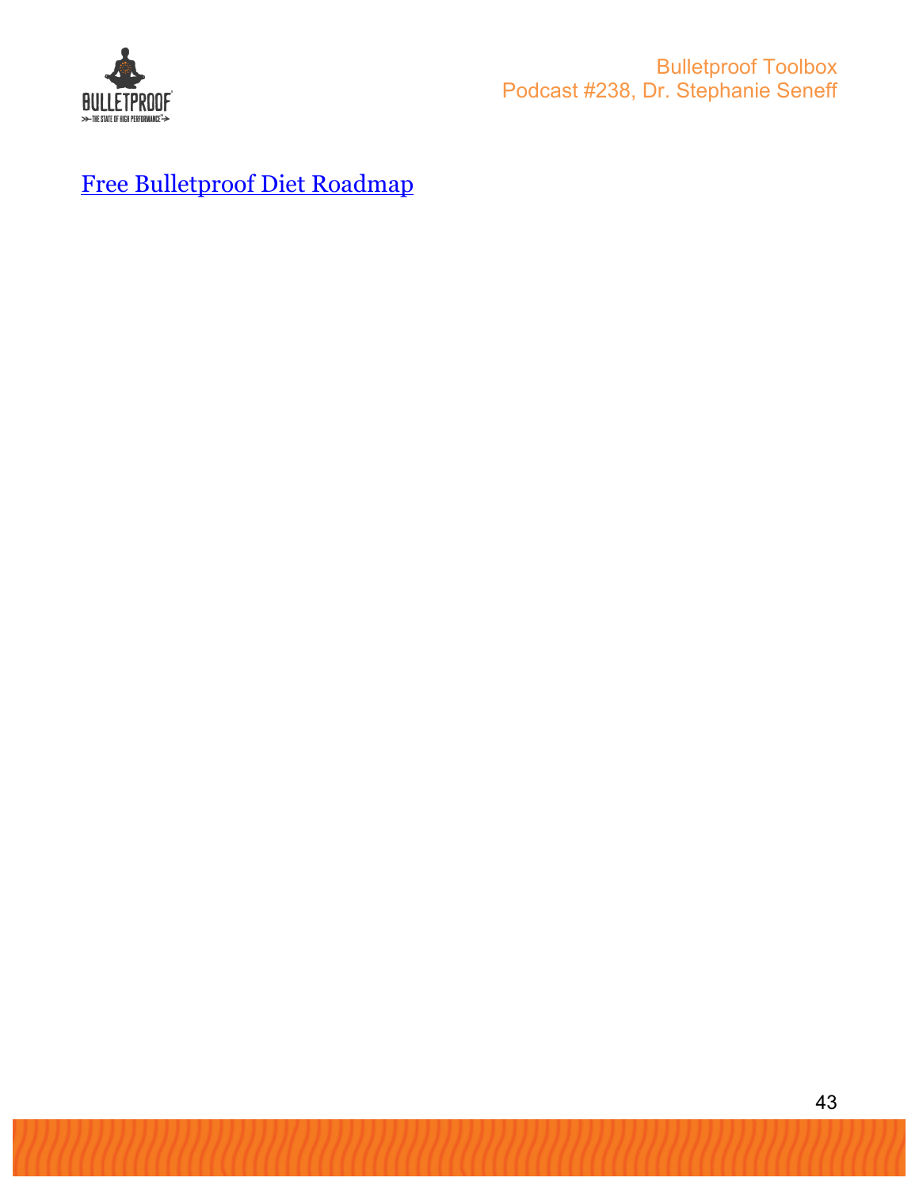[Free Bulletproof Diet Roadmap]